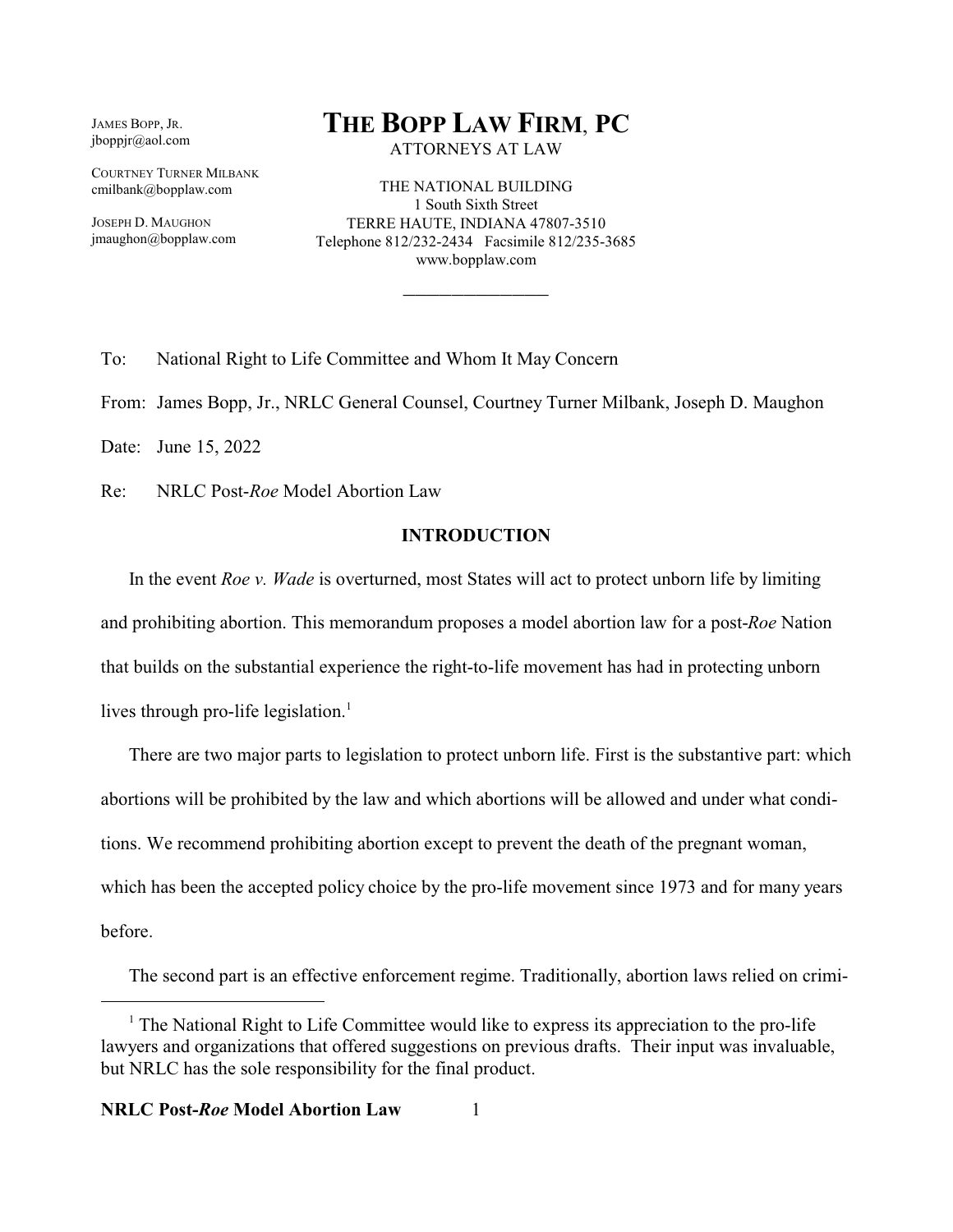JAMES BOPP, JR.
jboppjr@aol.com

COURTNEY TURNER MILBANK
cmilbank@bopplaw.com

JOSEPH D. MAUGHON
jmaughon@bopplaw.com

# THE BOPP LAW FIRM, PC

ATTORNEYS AT LAW

THE NATIONAL BUILDING
1 South Sixth Street
TERRE HAUTE, INDIANA 47807-3510
Telephone 812/232-2434 Facsimile 812/235-3685
www.bopplaw.com

---

To: National Right to Life Committee and Whom It May Concern

From: James Bopp, Jr., NRLC General Counsel, Courtney Turner Milbank, Joseph D. Maughon

Date: June 15, 2022

Re: NRLC Post-*Roe* Model Abortion Law

## INTRODUCTION

In the event *Roe v. Wade* is overturned, most States will act to protect unborn life by limiting and prohibiting abortion. This memorandum proposes a model abortion law for a post-*Roe* Nation that builds on the substantial experience the right-to-life movement has had in protecting unborn lives through pro-life legislation.[1]

There are two major parts to legislation to protect unborn life. First is the substantive part: which abortions will be prohibited by the law and which abortions will be allowed and under what conditions. We recommend prohibiting abortion except to prevent the death of the pregnant woman, which has been the accepted policy choice by the pro-life movement since 1973 and for many years before.

The second part is an effective enforcement regime. Traditionally, abortion laws relied on crimi-

[1] The National Right to Life Committee would like to express its appreciation to the pro-life lawyers and organizations that offered suggestions on previous drafts. Their input was invaluable, but NRLC has the sole responsibility for the final product.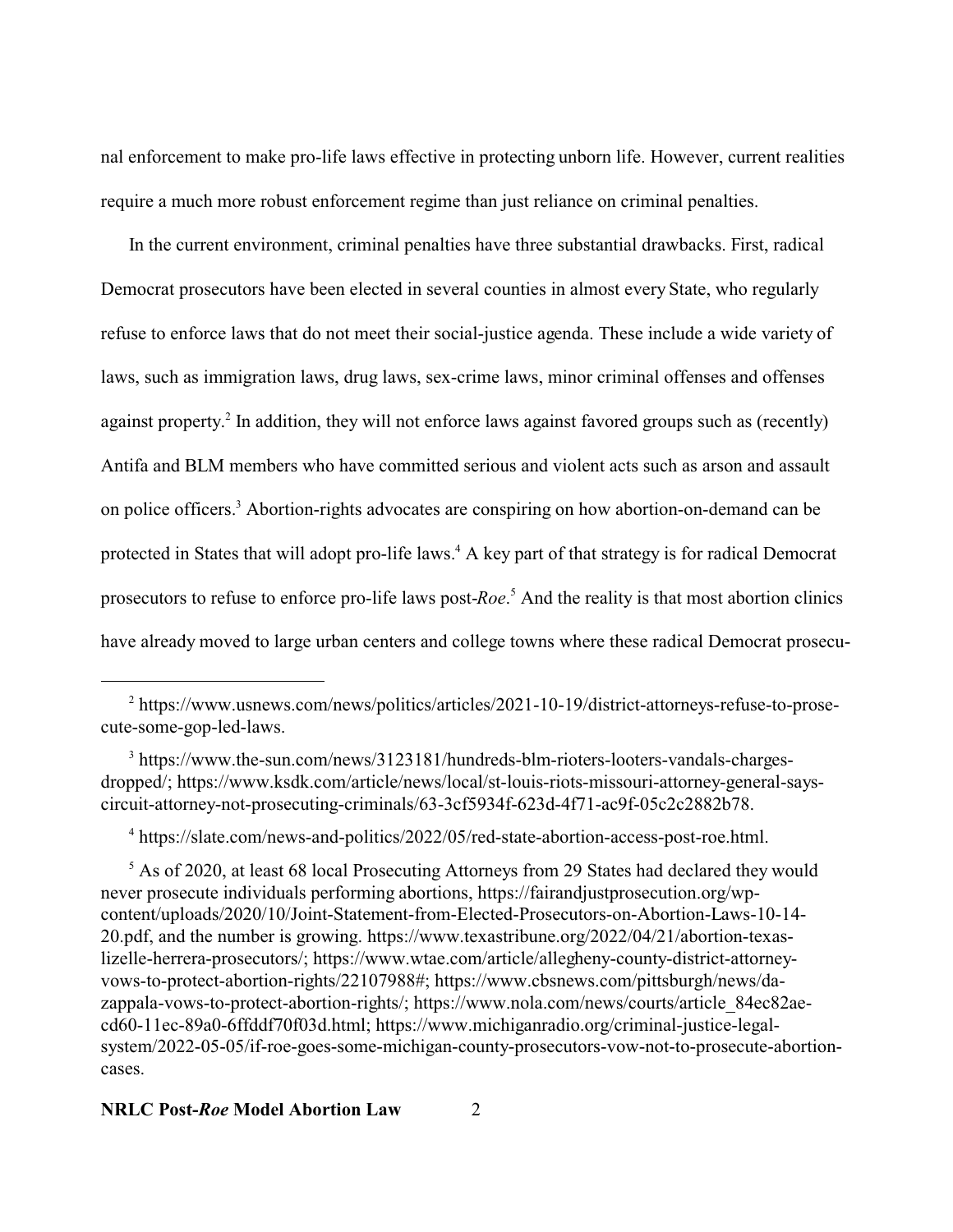nal enforcement to make pro-life laws effective in protecting unborn life. However, current realities require a much more robust enforcement regime than just reliance on criminal penalties.

In the current environment, criminal penalties have three substantial drawbacks. First, radical Democrat prosecutors have been elected in several counties in almost every State, who regularly refuse to enforce laws that do not meet their social-justice agenda. These include a wide variety of laws, such as immigration laws, drug laws, sex-crime laws, minor criminal offenses and offenses against property.[2] In addition, they will not enforce laws against favored groups such as (recently) Antifa and BLM members who have committed serious and violent acts such as arson and assault on police officers.[3] Abortion-rights advocates are conspiring on how abortion-on-demand can be protected in States that will adopt pro-life laws.[4] A key part of that strategy is for radical Democrat prosecutors to refuse to enforce pro-life laws post-*Roe*.[5] And the reality is that most abortion clinics have already moved to large urban centers and college towns where these radical Democrat prosecu-

---

[2] https://www.usnews.com/news/politics/articles/2021-10-19/district-attorneys-refuse-to-prosecute-some-gop-led-laws.

[3] https://www.the-sun.com/news/3123181/hundreds-blm-rioters-looters-vandals-charges-dropped/; https://www.ksdk.com/article/news/local/st-louis-riots-missouri-attorney-general-says-circuit-attorney-not-prosecuting-criminals/63-3cf5934f-623d-4f71-ac9f-05c2c2882b78.

[4] https://slate.com/news-and-politics/2022/05/red-state-abortion-access-post-roe.html.

[5] As of 2020, at least 68 local Prosecuting Attorneys from 29 States had declared they would never prosecute individuals performing abortions, https://fairandjustprosecution.org/wp-content/uploads/2020/10/Joint-Statement-from-Elected-Prosecutors-on-Abortion-Laws-10-14-20.pdf, and the number is growing. https://www.texastribune.org/2022/04/21/abortion-texas-lizelle-herrera-prosecutors/; https://www.wtae.com/article/allegheny-county-district-attorney-vows-to-protect-abortion-rights/22107988#; https://www.cbsnews.com/pittsburgh/news/da-zappala-vows-to-protect-abortion-rights/; https://www.nola.com/news/courts/article_84ec82ae-cd60-11ec-89a0-6ffddf70f03d.html; https://www.michiganradio.org/criminal-justice-legal-system/2022-05-05/if-roe-goes-some-michigan-county-prosecutors-vow-not-to-prosecute-abortion-cases.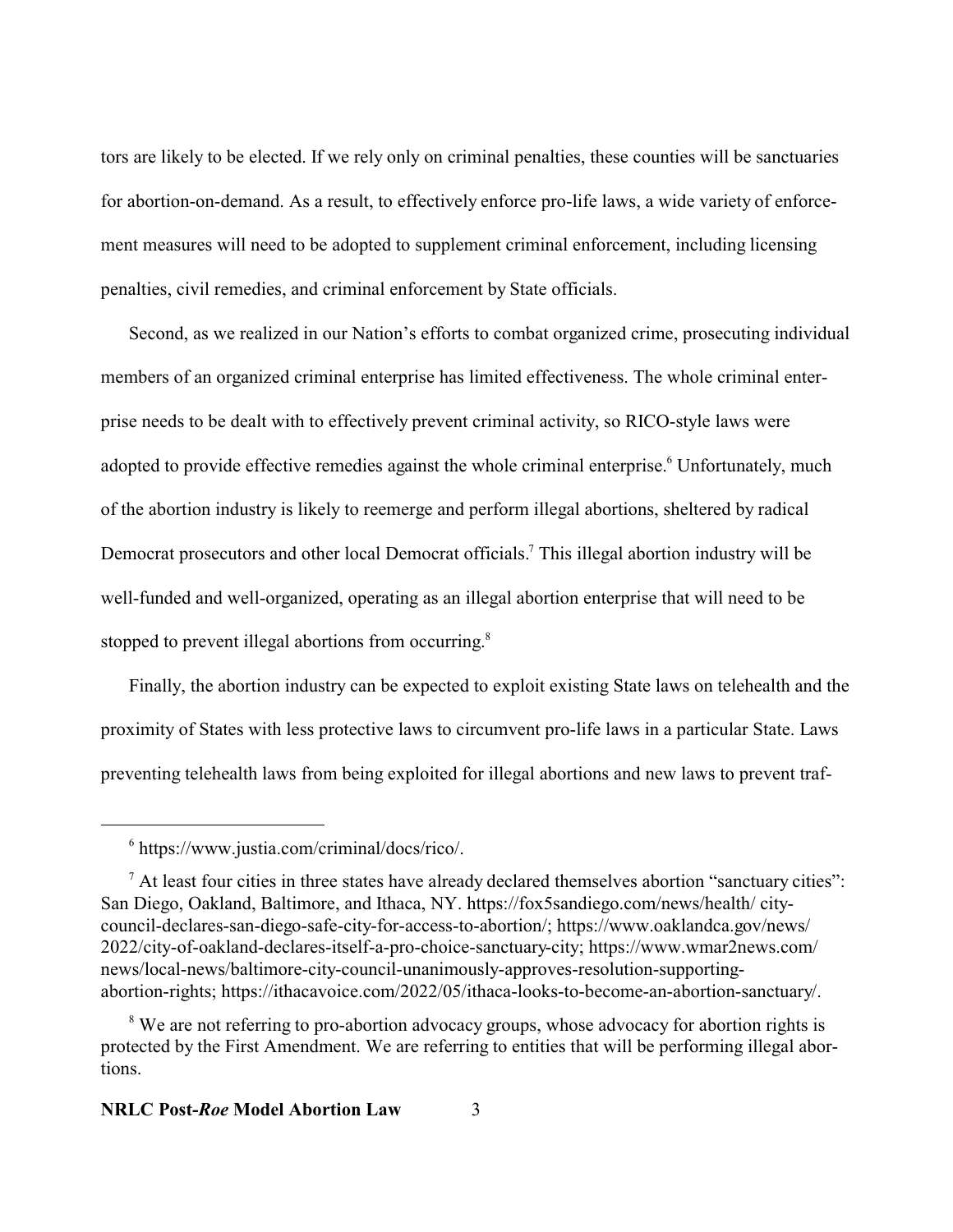tors are likely to be elected. If we rely only on criminal penalties, these counties will be sanctuaries for abortion-on-demand. As a result, to effectively enforce pro-life laws, a wide variety of enforcement measures will need to be adopted to supplement criminal enforcement, including licensing penalties, civil remedies, and criminal enforcement by State officials.

Second, as we realized in our Nation's efforts to combat organized crime, prosecuting individual members of an organized criminal enterprise has limited effectiveness. The whole criminal enterprise needs to be dealt with to effectively prevent criminal activity, so RICO-style laws were adopted to provide effective remedies against the whole criminal enterprise.[6] Unfortunately, much of the abortion industry is likely to reemerge and perform illegal abortions, sheltered by radical Democrat prosecutors and other local Democrat officials.[7] This illegal abortion industry will be well-funded and well-organized, operating as an illegal abortion enterprise that will need to be stopped to prevent illegal abortions from occurring.[8]

Finally, the abortion industry can be expected to exploit existing State laws on telehealth and the proximity of States with less protective laws to circumvent pro-life laws in a particular State. Laws preventing telehealth laws from being exploited for illegal abortions and new laws to prevent traf-

---

[6] https://www.justia.com/criminal/docs/rico/.

[7] At least four cities in three states have already declared themselves abortion "sanctuary cities": San Diego, Oakland, Baltimore, and Ithaca, NY. https://fox5sandiego.com/news/health/ city-council-declares-san-diego-safe-city-for-access-to-abortion/; https://www.oaklandca.gov/news/ 2022/city-of-oakland-declares-itself-a-pro-choice-sanctuary-city; https://www.wmar2news.com/ news/local-news/baltimore-city-council-unanimously-approves-resolution-supporting-abortion-rights; https://ithacavoice.com/2022/05/ithaca-looks-to-become-an-abortion-sanctuary/.

[8] We are not referring to pro-abortion advocacy groups, whose advocacy for abortion rights is protected by the First Amendment. We are referring to entities that will be performing illegal abortions.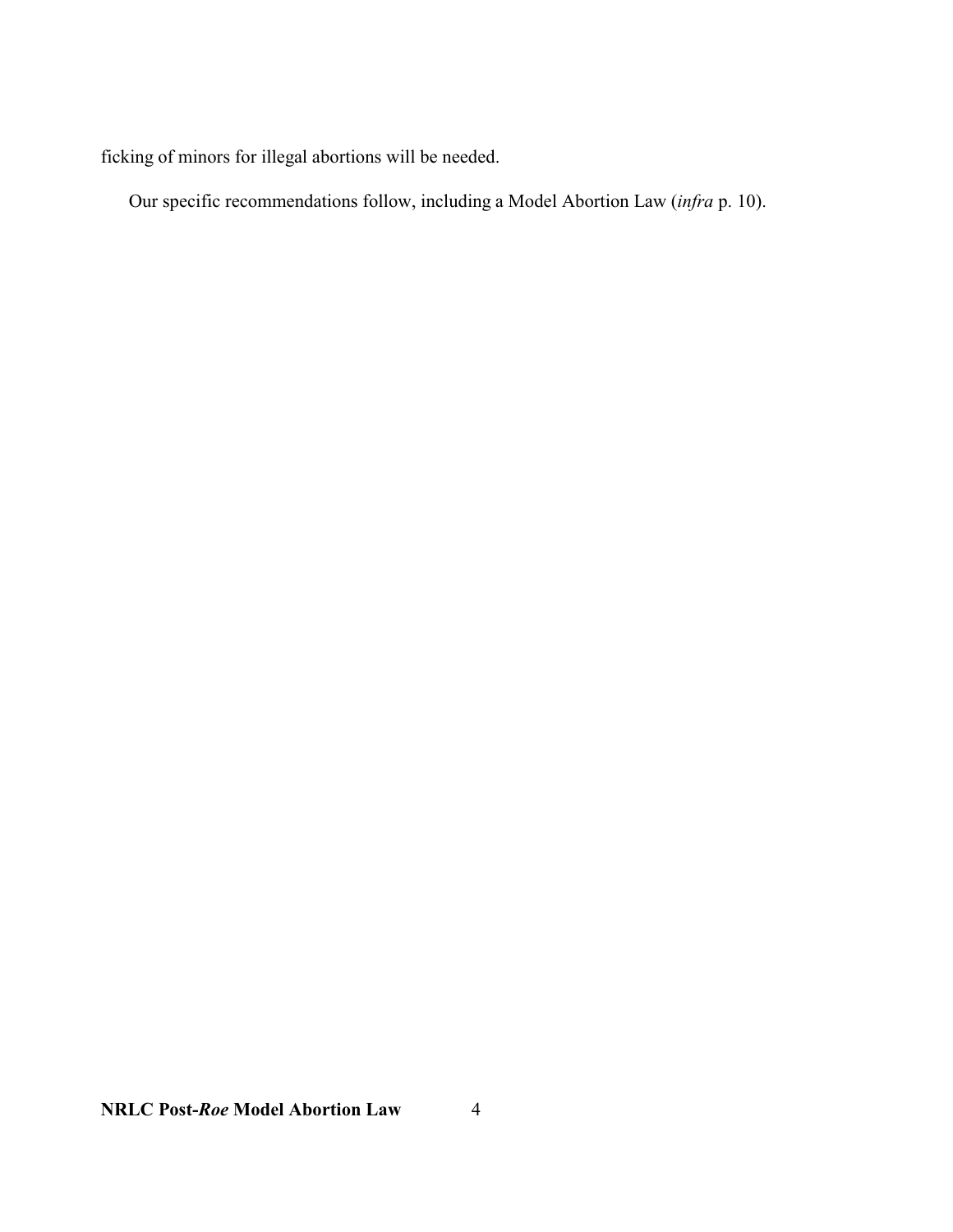ficking of minors for illegal abortions will be needed.

Our specific recommendations follow, including a Model Abortion Law (*infra* p. 10).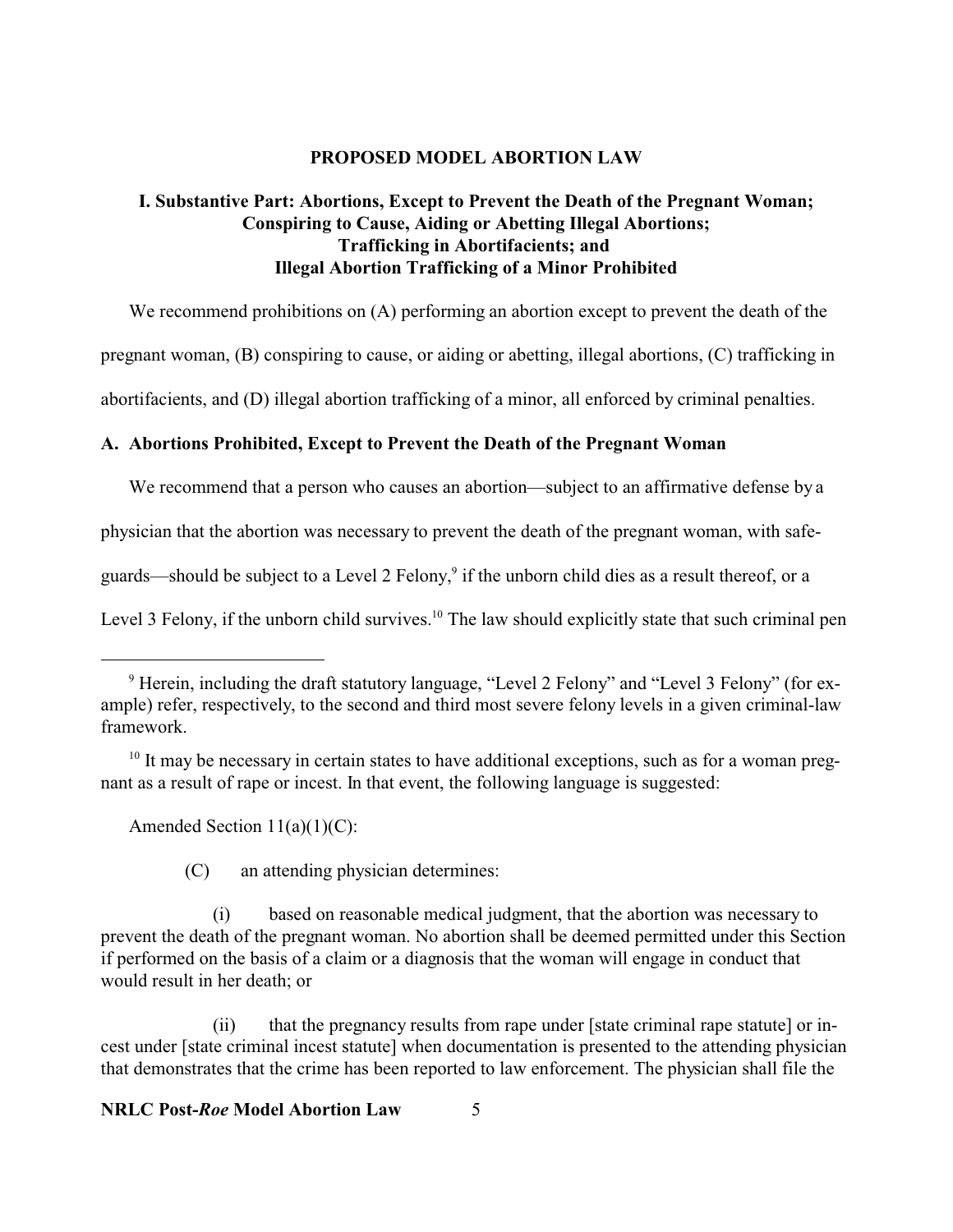**PROPOSED MODEL ABORTION LAW**

**I. Substantive Part: Abortions, Except to Prevent the Death of the Pregnant Woman; Conspiring to Cause, Aiding or Abetting Illegal Abortions; Trafficking in Abortifacients; and Illegal Abortion Trafficking of a Minor Prohibited**

We recommend prohibitions on (A) performing an abortion except to prevent the death of the pregnant woman, (B) conspiring to cause, or aiding or abetting, illegal abortions, (C) trafficking in abortifacients, and (D) illegal abortion trafficking of a minor, all enforced by criminal penalties.

**A. Abortions Prohibited, Except to Prevent the Death of the Pregnant Woman**

We recommend that a person who causes an abortion—subject to an affirmative defense by a physician that the abortion was necessary to prevent the death of the pregnant woman, with safeguards—should be subject to a Level 2 Felony,[9] if the unborn child dies as a result thereof, or a Level 3 Felony, if the unborn child survives.[10] The law should explicitly state that such criminal pen

---

[9] Herein, including the draft statutory language, "Level 2 Felony" and "Level 3 Felony" (for example) refer, respectively, to the second and third most severe felony levels in a given criminal-law framework.

[10] It may be necessary in certain states to have additional exceptions, such as for a woman pregnant as a result of rape or incest. In that event, the following language is suggested:

Amended Section 11(a)(1)(C):

(C) an attending physician determines:

(i) based on reasonable medical judgment, that the abortion was necessary to prevent the death of the pregnant woman. No abortion shall be deemed permitted under this Section if performed on the basis of a claim or a diagnosis that the woman will engage in conduct that would result in her death; or

(ii) that the pregnancy results from rape under [state criminal rape statute] or incest under [state criminal incest statute] when documentation is presented to the attending physician that demonstrates that the crime has been reported to law enforcement. The physician shall file the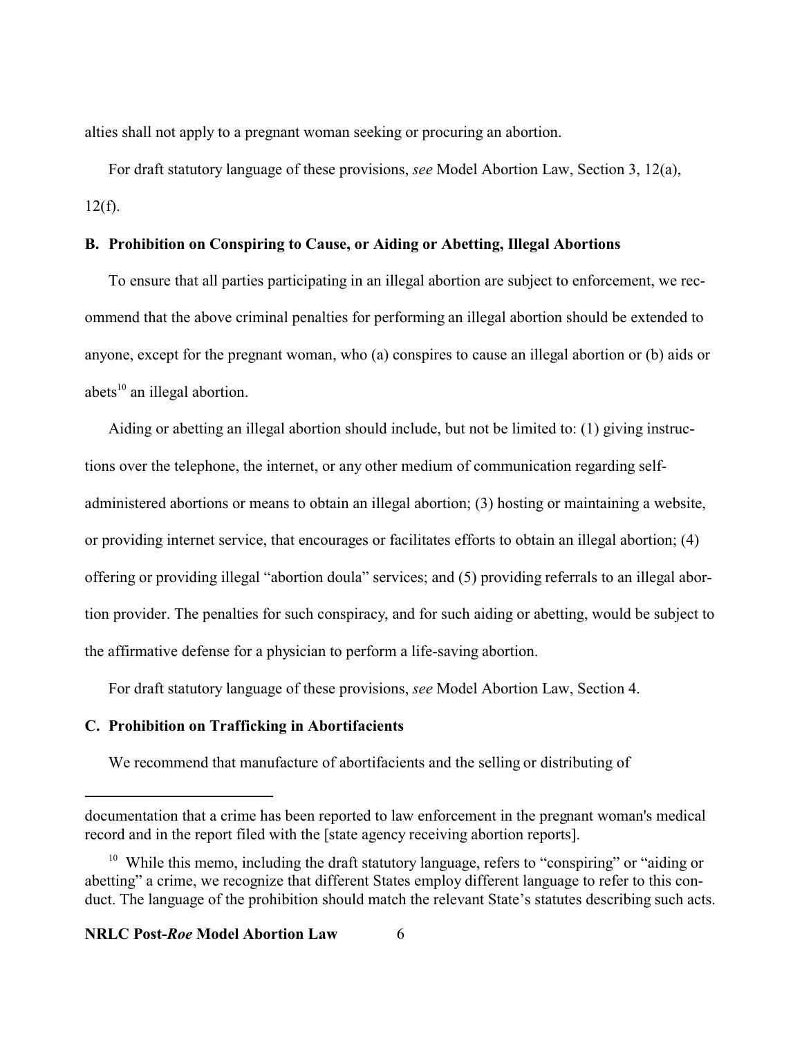alties shall not apply to a pregnant woman seeking or procuring an abortion.

For draft statutory language of these provisions, *see* Model Abortion Law, Section 3, 12(a), 12(f).

### B. Prohibition on Conspiring to Cause, or Aiding or Abetting, Illegal Abortions

To ensure that all parties participating in an illegal abortion are subject to enforcement, we recommend that the above criminal penalties for performing an illegal abortion should be extended to anyone, except for the pregnant woman, who (a) conspires to cause an illegal abortion or (b) aids or abets[10] an illegal abortion.

Aiding or abetting an illegal abortion should include, but not be limited to: (1) giving instructions over the telephone, the internet, or any other medium of communication regarding self-administered abortions or means to obtain an illegal abortion; (3) hosting or maintaining a website, or providing internet service, that encourages or facilitates efforts to obtain an illegal abortion; (4) offering or providing illegal "abortion doula" services; and (5) providing referrals to an illegal abortion provider. The penalties for such conspiracy, and for such aiding or abetting, would be subject to the affirmative defense for a physician to perform a life-saving abortion.

For draft statutory language of these provisions, *see* Model Abortion Law, Section 4.

### C. Prohibition on Trafficking in Abortifacients

We recommend that manufacture of abortifacients and the selling or distributing of

---

documentation that a crime has been reported to law enforcement in the pregnant woman's medical record and in the report filed with the [state agency receiving abortion reports].

[10] While this memo, including the draft statutory language, refers to "conspiring" or "aiding or abetting" a crime, we recognize that different States employ different language to refer to this conduct. The language of the prohibition should match the relevant State's statutes describing such acts.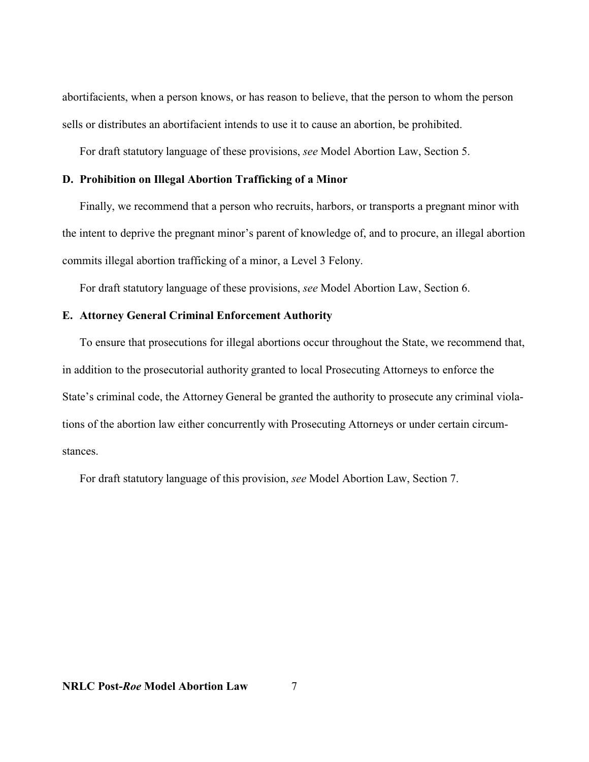abortifacients, when a person knows, or has reason to believe, that the person to whom the person sells or distributes an abortifacient intends to use it to cause an abortion, be prohibited.

For draft statutory language of these provisions, *see* Model Abortion Law, Section 5.

### D. Prohibition on Illegal Abortion Trafficking of a Minor

Finally, we recommend that a person who recruits, harbors, or transports a pregnant minor with the intent to deprive the pregnant minor's parent of knowledge of, and to procure, an illegal abortion commits illegal abortion trafficking of a minor, a Level 3 Felony.

For draft statutory language of these provisions, *see* Model Abortion Law, Section 6.

### E. Attorney General Criminal Enforcement Authority

To ensure that prosecutions for illegal abortions occur throughout the State, we recommend that, in addition to the prosecutorial authority granted to local Prosecuting Attorneys to enforce the State's criminal code, the Attorney General be granted the authority to prosecute any criminal violations of the abortion law either concurrently with Prosecuting Attorneys or under certain circumstances.

For draft statutory language of this provision, *see* Model Abortion Law, Section 7.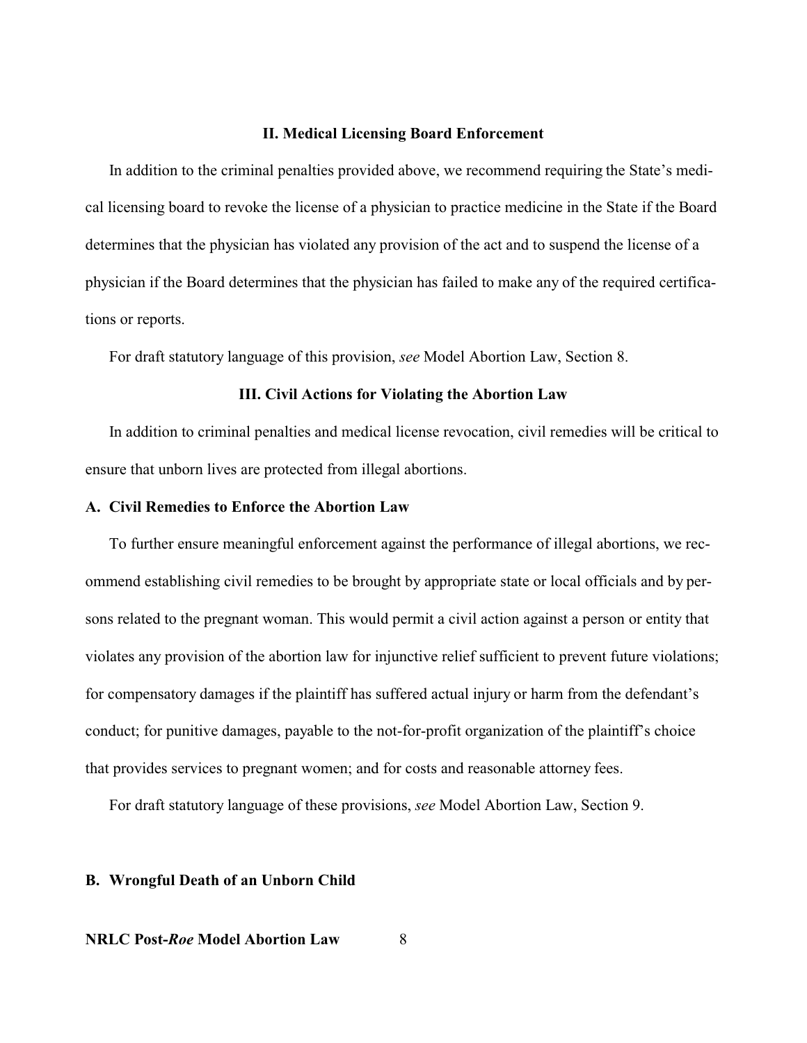## II. Medical Licensing Board Enforcement

In addition to the criminal penalties provided above, we recommend requiring the State's medical licensing board to revoke the license of a physician to practice medicine in the State if the Board determines that the physician has violated any provision of the act and to suspend the license of a physician if the Board determines that the physician has failed to make any of the required certifications or reports.

For draft statutory language of this provision, *see* Model Abortion Law, Section 8.

## III. Civil Actions for Violating the Abortion Law

In addition to criminal penalties and medical license revocation, civil remedies will be critical to ensure that unborn lives are protected from illegal abortions.

### A. Civil Remedies to Enforce the Abortion Law

To further ensure meaningful enforcement against the performance of illegal abortions, we recommend establishing civil remedies to be brought by appropriate state or local officials and by persons related to the pregnant woman. This would permit a civil action against a person or entity that violates any provision of the abortion law for injunctive relief sufficient to prevent future violations; for compensatory damages if the plaintiff has suffered actual injury or harm from the defendant's conduct; for punitive damages, payable to the not-for-profit organization of the plaintiff's choice that provides services to pregnant women; and for costs and reasonable attorney fees.

For draft statutory language of these provisions, *see* Model Abortion Law, Section 9.

### B. Wrongful Death of an Unborn Child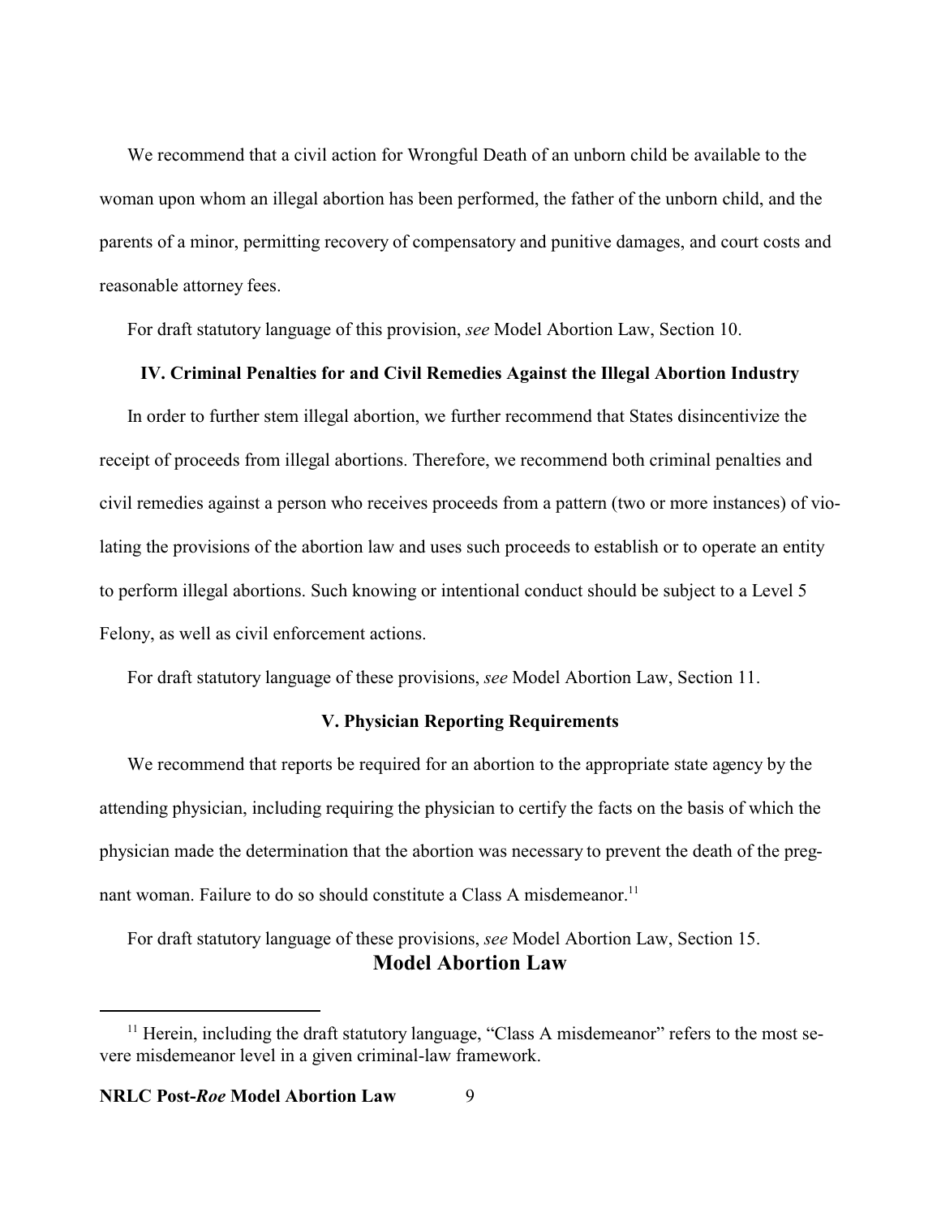We recommend that a civil action for Wrongful Death of an unborn child be available to the woman upon whom an illegal abortion has been performed, the father of the unborn child, and the parents of a minor, permitting recovery of compensatory and punitive damages, and court costs and reasonable attorney fees.

For draft statutory language of this provision, *see* Model Abortion Law, Section 10.

### IV. Criminal Penalties for and Civil Remedies Against the Illegal Abortion Industry

In order to further stem illegal abortion, we further recommend that States disincentivize the receipt of proceeds from illegal abortions. Therefore, we recommend both criminal penalties and civil remedies against a person who receives proceeds from a pattern (two or more instances) of violating the provisions of the abortion law and uses such proceeds to establish or to operate an entity to perform illegal abortions. Such knowing or intentional conduct should be subject to a Level 5 Felony, as well as civil enforcement actions.

For draft statutory language of these provisions, *see* Model Abortion Law, Section 11.

### V. Physician Reporting Requirements

We recommend that reports be required for an abortion to the appropriate state agency by the attending physician, including requiring the physician to certify the facts on the basis of which the physician made the determination that the abortion was necessary to prevent the death of the pregnant woman. Failure to do so should constitute a Class A misdemeanor.[11]

For draft statutory language of these provisions, *see* Model Abortion Law, Section 15.

## Model Abortion Law

[11] Herein, including the draft statutory language, "Class A misdemeanor" refers to the most severe misdemeanor level in a given criminal-law framework.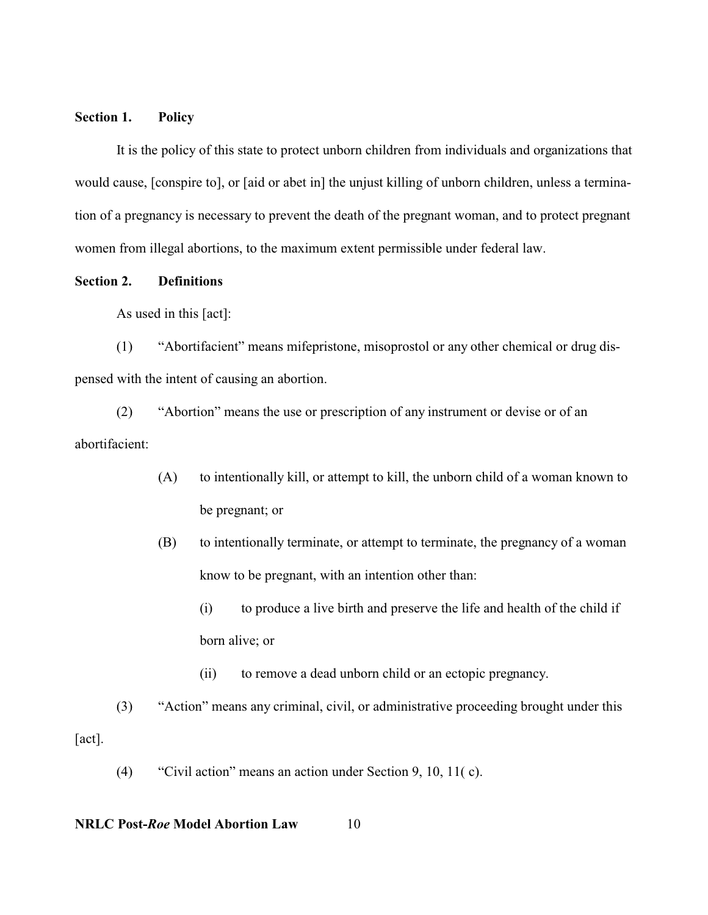**Section 1. Policy**

It is the policy of this state to protect unborn children from individuals and organizations that would cause, [conspire to], or [aid or abet in] the unjust killing of unborn children, unless a termination of a pregnancy is necessary to prevent the death of the pregnant woman, and to protect pregnant women from illegal abortions, to the maximum extent permissible under federal law.

**Section 2. Definitions**

As used in this [act]:

(1) "Abortifacient" means mifepristone, misoprostol or any other chemical or drug dispensed with the intent of causing an abortion.

(2) "Abortion" means the use or prescription of any instrument or devise or of an abortifacient:

> (A) to intentionally kill, or attempt to kill, the unborn child of a woman known to be pregnant; or
>
> (B) to intentionally terminate, or attempt to terminate, the pregnancy of a woman know to be pregnant, with an intention other than:
>
> > (i) to produce a live birth and preserve the life and health of the child if born alive; or
> >
> > (ii) to remove a dead unborn child or an ectopic pregnancy.

(3) "Action" means any criminal, civil, or administrative proceeding brought under this [act].

(4) "Civil action" means an action under Section 9, 10, 11( c).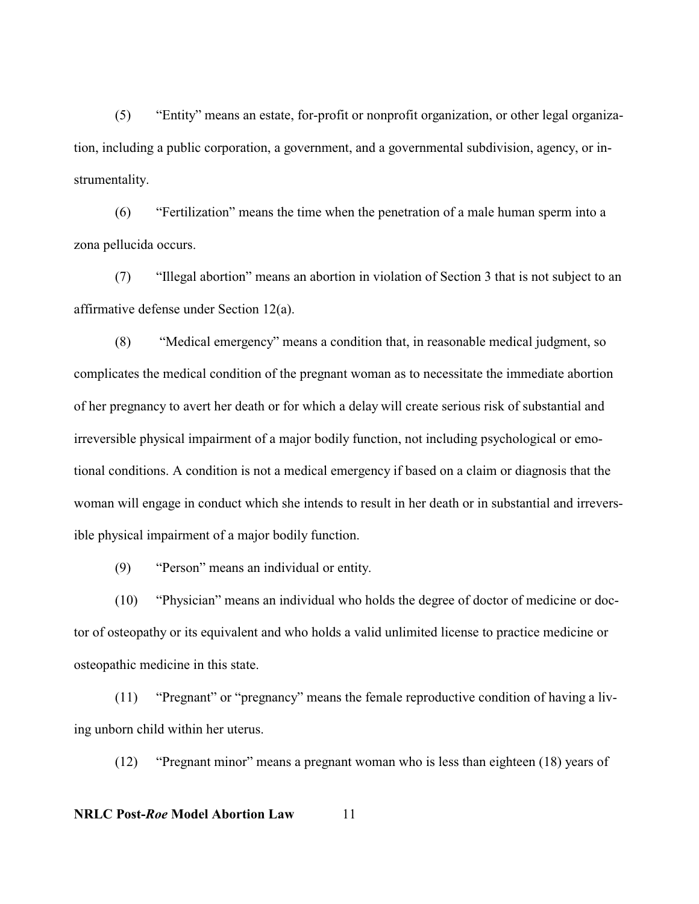(5) "Entity" means an estate, for-profit or nonprofit organization, or other legal organization, including a public corporation, a government, and a governmental subdivision, agency, or instrumentality.

(6) "Fertilization" means the time when the penetration of a male human sperm into a zona pellucida occurs.

(7) "Illegal abortion" means an abortion in violation of Section 3 that is not subject to an affirmative defense under Section 12(a).

(8) "Medical emergency" means a condition that, in reasonable medical judgment, so complicates the medical condition of the pregnant woman as to necessitate the immediate abortion of her pregnancy to avert her death or for which a delay will create serious risk of substantial and irreversible physical impairment of a major bodily function, not including psychological or emotional conditions. A condition is not a medical emergency if based on a claim or diagnosis that the woman will engage in conduct which she intends to result in her death or in substantial and irreversible physical impairment of a major bodily function.

(9) "Person" means an individual or entity.

(10) "Physician" means an individual who holds the degree of doctor of medicine or doctor of osteopathy or its equivalent and who holds a valid unlimited license to practice medicine or osteopathic medicine in this state.

(11) "Pregnant" or "pregnancy" means the female reproductive condition of having a living unborn child within her uterus.

(12) "Pregnant minor" means a pregnant woman who is less than eighteen (18) years of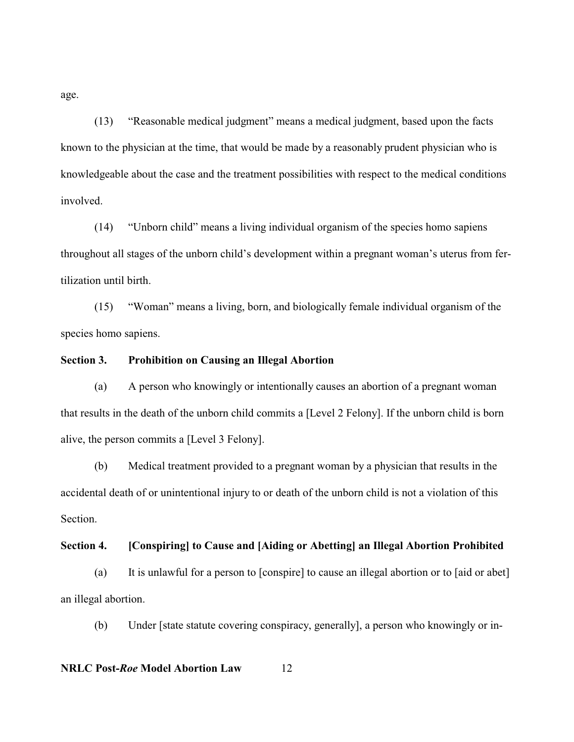age.

(13) "Reasonable medical judgment" means a medical judgment, based upon the facts known to the physician at the time, that would be made by a reasonably prudent physician who is knowledgeable about the case and the treatment possibilities with respect to the medical conditions involved.

(14) "Unborn child" means a living individual organism of the species homo sapiens throughout all stages of the unborn child's development within a pregnant woman's uterus from fertilization until birth.

(15) "Woman" means a living, born, and biologically female individual organism of the species homo sapiens.

**Section 3. Prohibition on Causing an Illegal Abortion**

(a) A person who knowingly or intentionally causes an abortion of a pregnant woman that results in the death of the unborn child commits a [Level 2 Felony]. If the unborn child is born alive, the person commits a [Level 3 Felony].

(b) Medical treatment provided to a pregnant woman by a physician that results in the accidental death of or unintentional injury to or death of the unborn child is not a violation of this Section.

**Section 4. [Conspiring] to Cause and [Aiding or Abetting] an Illegal Abortion Prohibited**

(a) It is unlawful for a person to [conspire] to cause an illegal abortion or to [aid or abet] an illegal abortion.

(b) Under [state statute covering conspiracy, generally], a person who knowingly or in-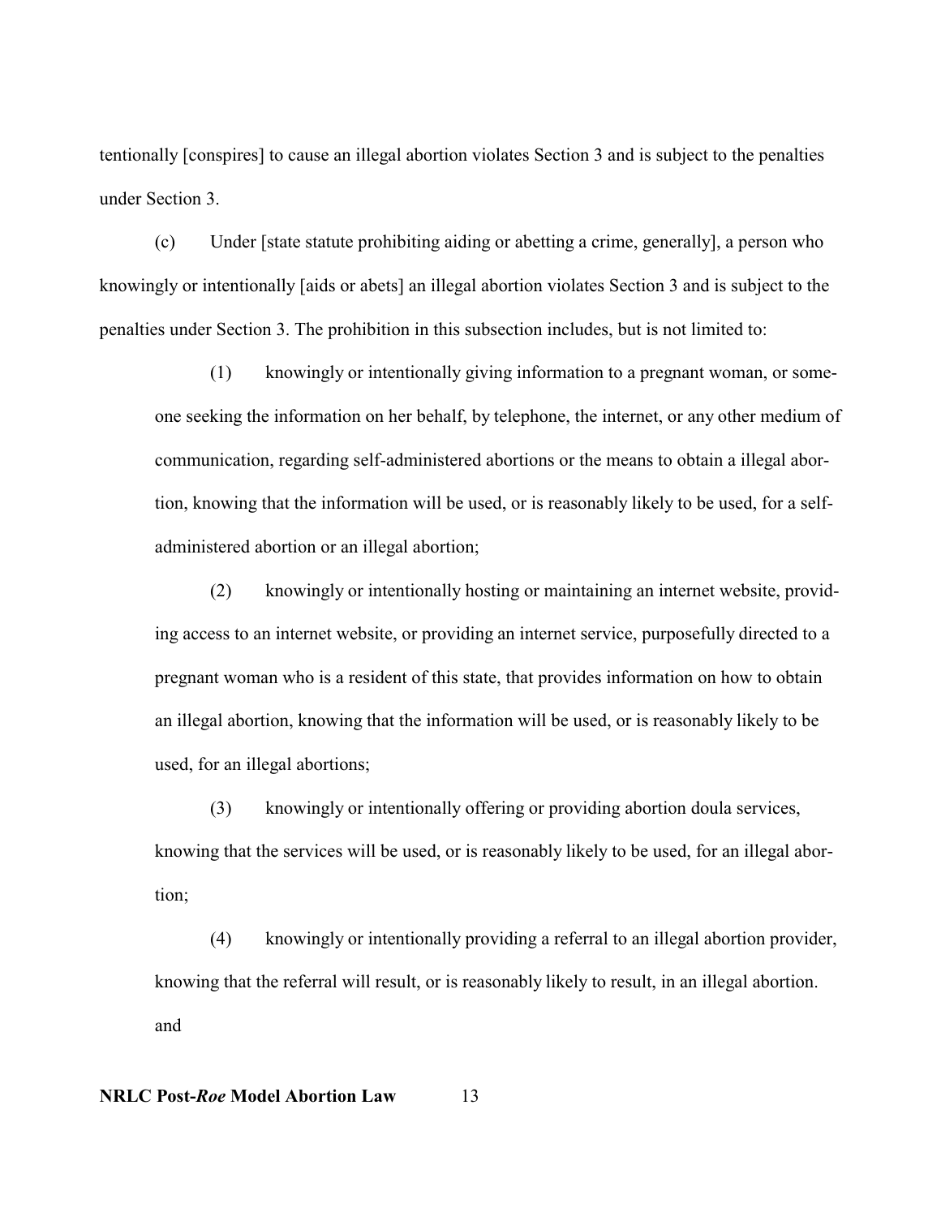tentionally [conspires] to cause an illegal abortion violates Section 3 and is subject to the penalties under Section 3.

(c) Under [state statute prohibiting aiding or abetting a crime, generally], a person who knowingly or intentionally [aids or abets] an illegal abortion violates Section 3 and is subject to the penalties under Section 3. The prohibition in this subsection includes, but is not limited to:

(1) knowingly or intentionally giving information to a pregnant woman, or someone seeking the information on her behalf, by telephone, the internet, or any other medium of communication, regarding self-administered abortions or the means to obtain a illegal abortion, knowing that the information will be used, or is reasonably likely to be used, for a self-administered abortion or an illegal abortion;

(2) knowingly or intentionally hosting or maintaining an internet website, providing access to an internet website, or providing an internet service, purposefully directed to a pregnant woman who is a resident of this state, that provides information on how to obtain an illegal abortion, knowing that the information will be used, or is reasonably likely to be used, for an illegal abortions;

(3) knowingly or intentionally offering or providing abortion doula services, knowing that the services will be used, or is reasonably likely to be used, for an illegal abortion;

(4) knowingly or intentionally providing a referral to an illegal abortion provider, knowing that the referral will result, or is reasonably likely to result, in an illegal abortion. and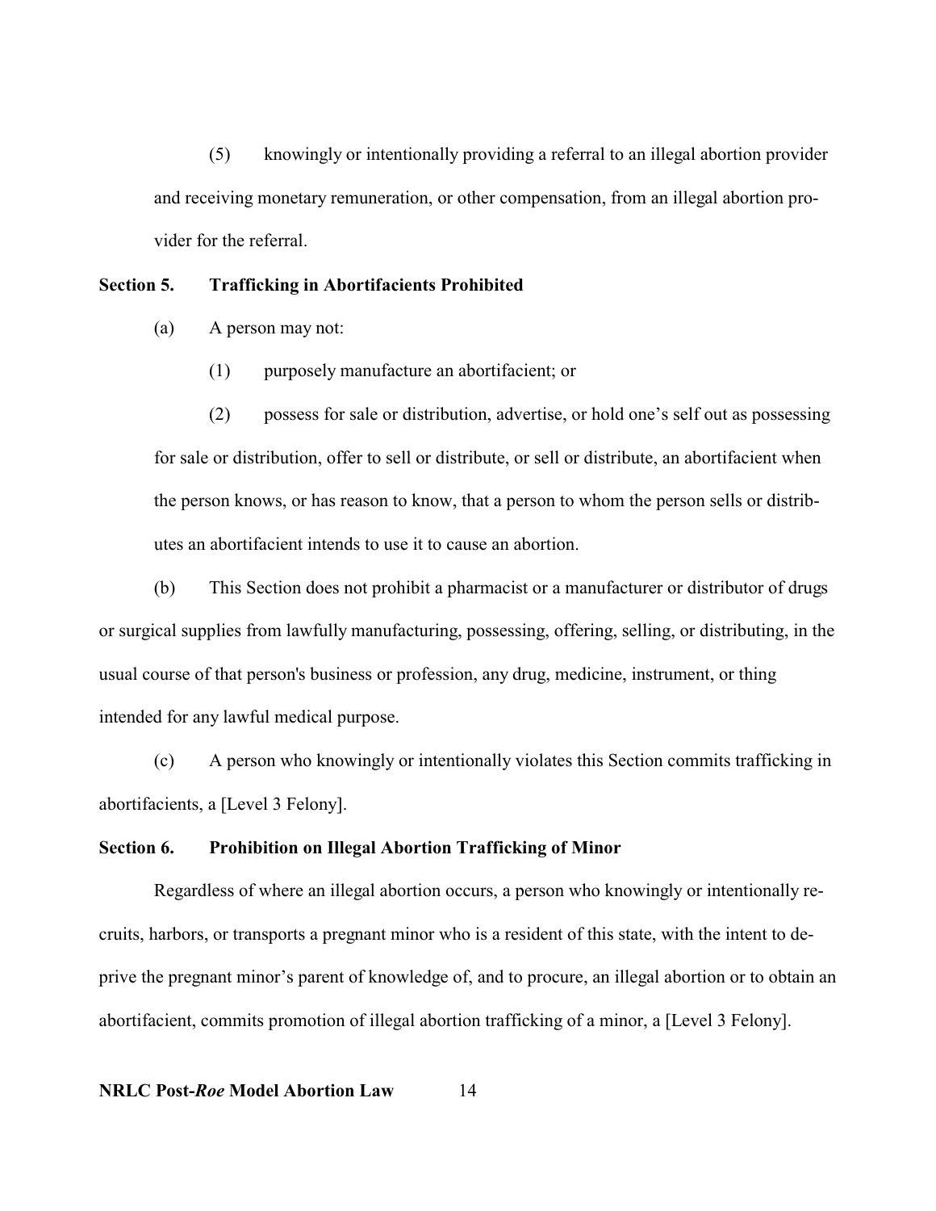(5) knowingly or intentionally providing a referral to an illegal abortion provider and receiving monetary remuneration, or other compensation, from an illegal abortion provider for the referral.

### Section 5. Trafficking in Abortifacients Prohibited

(a) A person may not:

(1) purposely manufacture an abortifacient; or

(2) possess for sale or distribution, advertise, or hold one's self out as possessing for sale or distribution, offer to sell or distribute, or sell or distribute, an abortifacient when the person knows, or has reason to know, that a person to whom the person sells or distributes an abortifacient intends to use it to cause an abortion.

(b) This Section does not prohibit a pharmacist or a manufacturer or distributor of drugs or surgical supplies from lawfully manufacturing, possessing, offering, selling, or distributing, in the usual course of that person's business or profession, any drug, medicine, instrument, or thing intended for any lawful medical purpose.

(c) A person who knowingly or intentionally violates this Section commits trafficking in abortifacients, a [Level 3 Felony].

### Section 6. Prohibition on Illegal Abortion Trafficking of Minor

Regardless of where an illegal abortion occurs, a person who knowingly or intentionally recruits, harbors, or transports a pregnant minor who is a resident of this state, with the intent to deprive the pregnant minor's parent of knowledge of, and to procure, an illegal abortion or to obtain an abortifacient, commits promotion of illegal abortion trafficking of a minor, a [Level 3 Felony].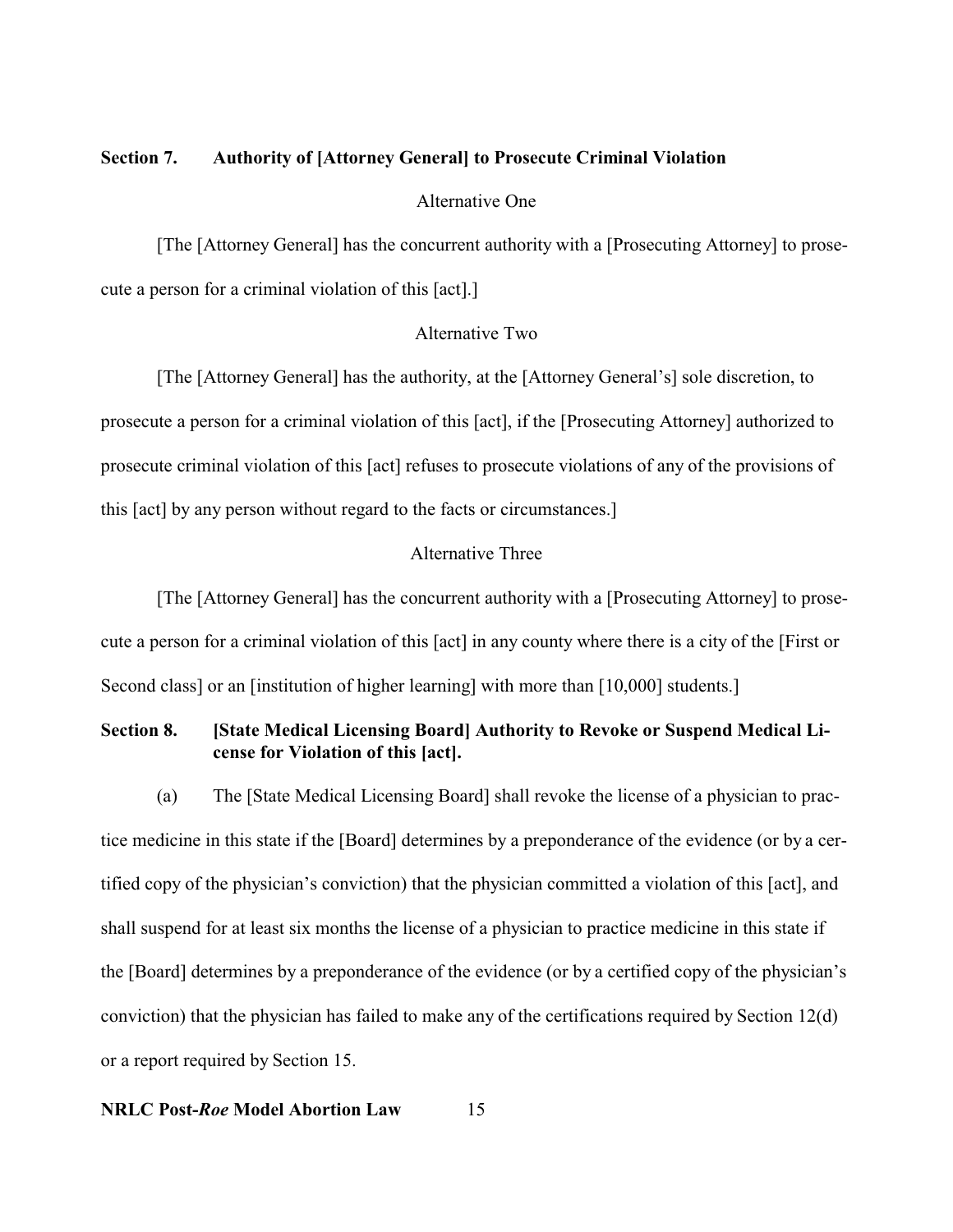## Section 7. Authority of [Attorney General] to Prosecute Criminal Violation

Alternative One

[The [Attorney General] has the concurrent authority with a [Prosecuting Attorney] to prosecute a person for a criminal violation of this [act].]

Alternative Two

[The [Attorney General] has the authority, at the [Attorney General's] sole discretion, to prosecute a person for a criminal violation of this [act], if the [Prosecuting Attorney] authorized to prosecute criminal violation of this [act] refuses to prosecute violations of any of the provisions of this [act] by any person without regard to the facts or circumstances.]

Alternative Three

[The [Attorney General] has the concurrent authority with a [Prosecuting Attorney] to prosecute a person for a criminal violation of this [act] in any county where there is a city of the [First or Second class] or an [institution of higher learning] with more than [10,000] students.]

## Section 8. [State Medical Licensing Board] Authority to Revoke or Suspend Medical License for Violation of this [act].

(a) The [State Medical Licensing Board] shall revoke the license of a physician to practice medicine in this state if the [Board] determines by a preponderance of the evidence (or by a certified copy of the physician's conviction) that the physician committed a violation of this [act], and shall suspend for at least six months the license of a physician to practice medicine in this state if the [Board] determines by a preponderance of the evidence (or by a certified copy of the physician's conviction) that the physician has failed to make any of the certifications required by Section 12(d) or a report required by Section 15.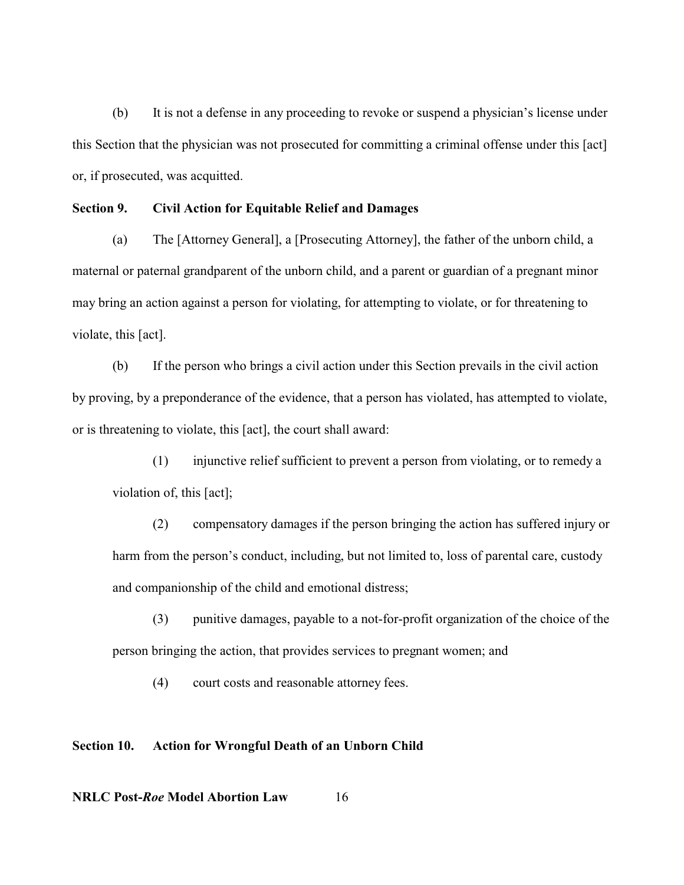(b) It is not a defense in any proceeding to revoke or suspend a physician's license under this Section that the physician was not prosecuted for committing a criminal offense under this [act] or, if prosecuted, was acquitted.

**Section 9. Civil Action for Equitable Relief and Damages**

(a) The [Attorney General], a [Prosecuting Attorney], the father of the unborn child, a maternal or paternal grandparent of the unborn child, and a parent or guardian of a pregnant minor may bring an action against a person for violating, for attempting to violate, or for threatening to violate, this [act].

(b) If the person who brings a civil action under this Section prevails in the civil action by proving, by a preponderance of the evidence, that a person has violated, has attempted to violate, or is threatening to violate, this [act], the court shall award:

> (1) injunctive relief sufficient to prevent a person from violating, or to remedy a violation of, this [act];
>
> (2) compensatory damages if the person bringing the action has suffered injury or harm from the person's conduct, including, but not limited to, loss of parental care, custody and companionship of the child and emotional distress;
>
> (3) punitive damages, payable to a not-for-profit organization of the choice of the person bringing the action, that provides services to pregnant women; and
>
> (4) court costs and reasonable attorney fees.

**Section 10. Action for Wrongful Death of an Unborn Child**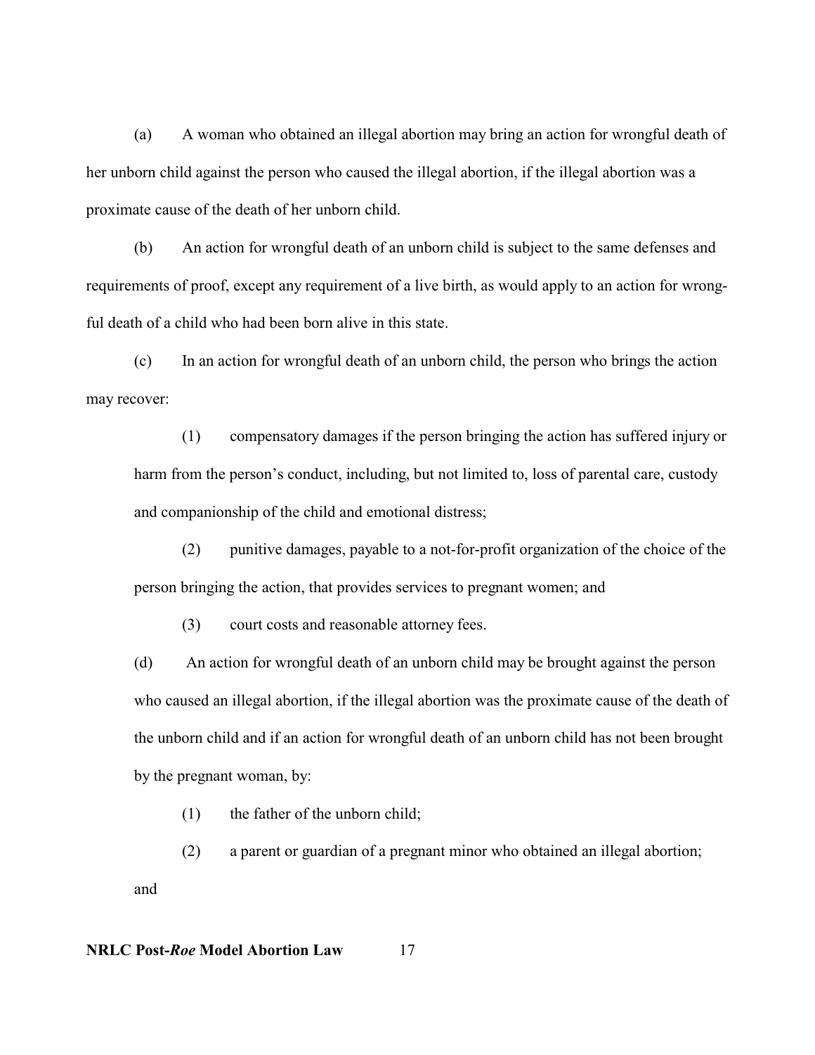(a) A woman who obtained an illegal abortion may bring an action for wrongful death of her unborn child against the person who caused the illegal abortion, if the illegal abortion was a proximate cause of the death of her unborn child.

(b) An action for wrongful death of an unborn child is subject to the same defenses and requirements of proof, except any requirement of a live birth, as would apply to an action for wrongful death of a child who had been born alive in this state.

(c) In an action for wrongful death of an unborn child, the person who brings the action may recover:

(1) compensatory damages if the person bringing the action has suffered injury or harm from the person's conduct, including, but not limited to, loss of parental care, custody and companionship of the child and emotional distress;

(2) punitive damages, payable to a not-for-profit organization of the choice of the person bringing the action, that provides services to pregnant women; and

(3) court costs and reasonable attorney fees.

(d) An action for wrongful death of an unborn child may be brought against the person who caused an illegal abortion, if the illegal abortion was the proximate cause of the death of the unborn child and if an action for wrongful death of an unborn child has not been brought by the pregnant woman, by:

(1) the father of the unborn child;

(2) a parent or guardian of a pregnant minor who obtained an illegal abortion; and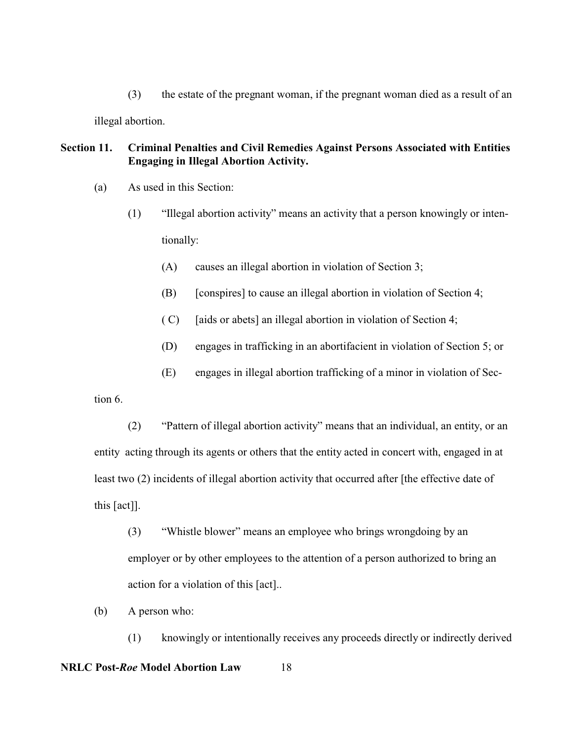(3) the estate of the pregnant woman, if the pregnant woman died as a result of an illegal abortion.

**Section 11. Criminal Penalties and Civil Remedies Against Persons Associated with Entities Engaging in Illegal Abortion Activity.**

(a) As used in this Section:

(1) "Illegal abortion activity" means an activity that a person knowingly or intentionally:

(A) causes an illegal abortion in violation of Section 3;

(B) [conspires] to cause an illegal abortion in violation of Section 4;

( C) [aids or abets] an illegal abortion in violation of Section 4;

(D) engages in trafficking in an abortifacient in violation of Section 5; or

(E) engages in illegal abortion trafficking of a minor in violation of Section 6.

(2) "Pattern of illegal abortion activity" means that an individual, an entity, or an entity acting through its agents or others that the entity acted in concert with, engaged in at least two (2) incidents of illegal abortion activity that occurred after [the effective date of this [act]].

(3) "Whistle blower" means an employee who brings wrongdoing by an employer or by other employees to the attention of a person authorized to bring an action for a violation of this [act]..

(b) A person who:

(1) knowingly or intentionally receives any proceeds directly or indirectly derived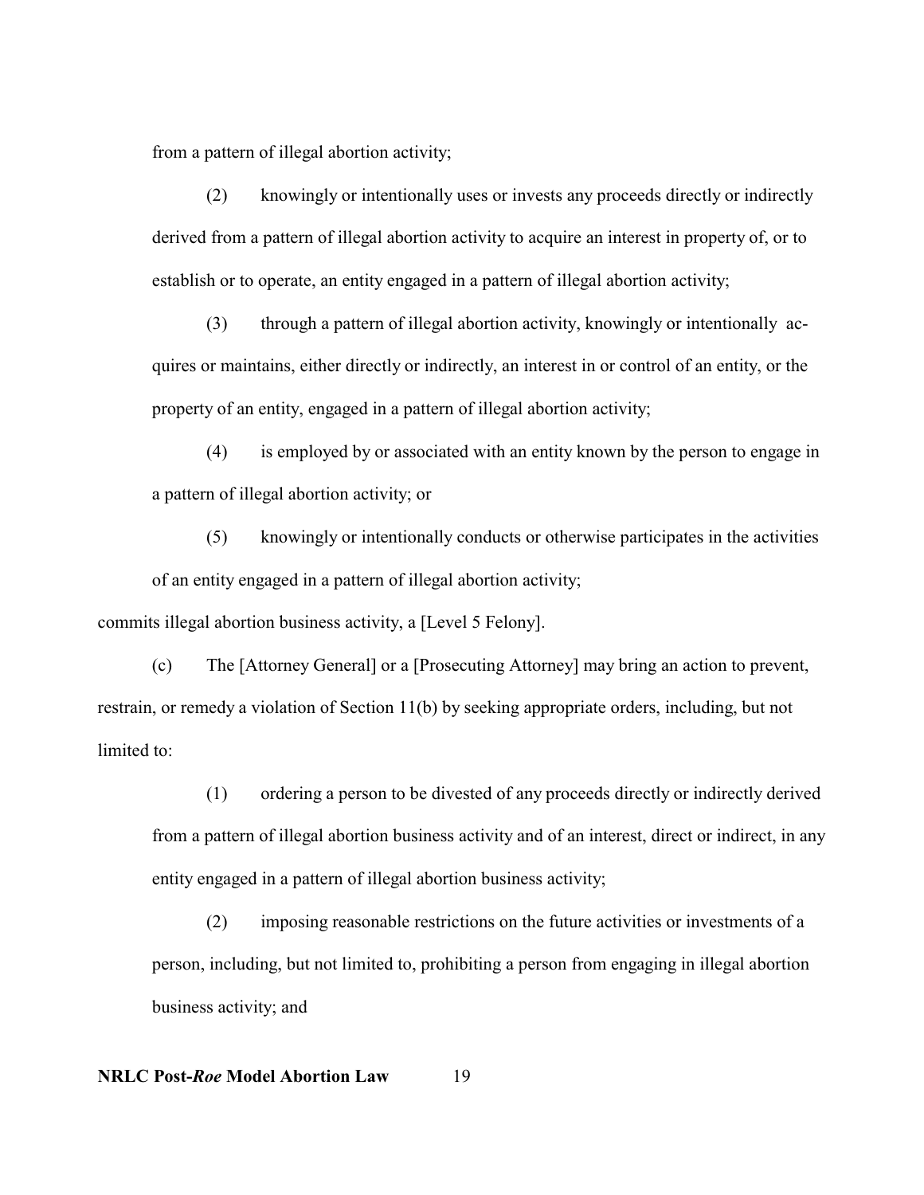from a pattern of illegal abortion activity;

(2) knowingly or intentionally uses or invests any proceeds directly or indirectly derived from a pattern of illegal abortion activity to acquire an interest in property of, or to establish or to operate, an entity engaged in a pattern of illegal abortion activity;

(3) through a pattern of illegal abortion activity, knowingly or intentionally acquires or maintains, either directly or indirectly, an interest in or control of an entity, or the property of an entity, engaged in a pattern of illegal abortion activity;

(4) is employed by or associated with an entity known by the person to engage in a pattern of illegal abortion activity; or

(5) knowingly or intentionally conducts or otherwise participates in the activities of an entity engaged in a pattern of illegal abortion activity;

commits illegal abortion business activity, a [Level 5 Felony].

(c) The [Attorney General] or a [Prosecuting Attorney] may bring an action to prevent, restrain, or remedy a violation of Section 11(b) by seeking appropriate orders, including, but not limited to:

(1) ordering a person to be divested of any proceeds directly or indirectly derived from a pattern of illegal abortion business activity and of an interest, direct or indirect, in any entity engaged in a pattern of illegal abortion business activity;

(2) imposing reasonable restrictions on the future activities or investments of a person, including, but not limited to, prohibiting a person from engaging in illegal abortion business activity; and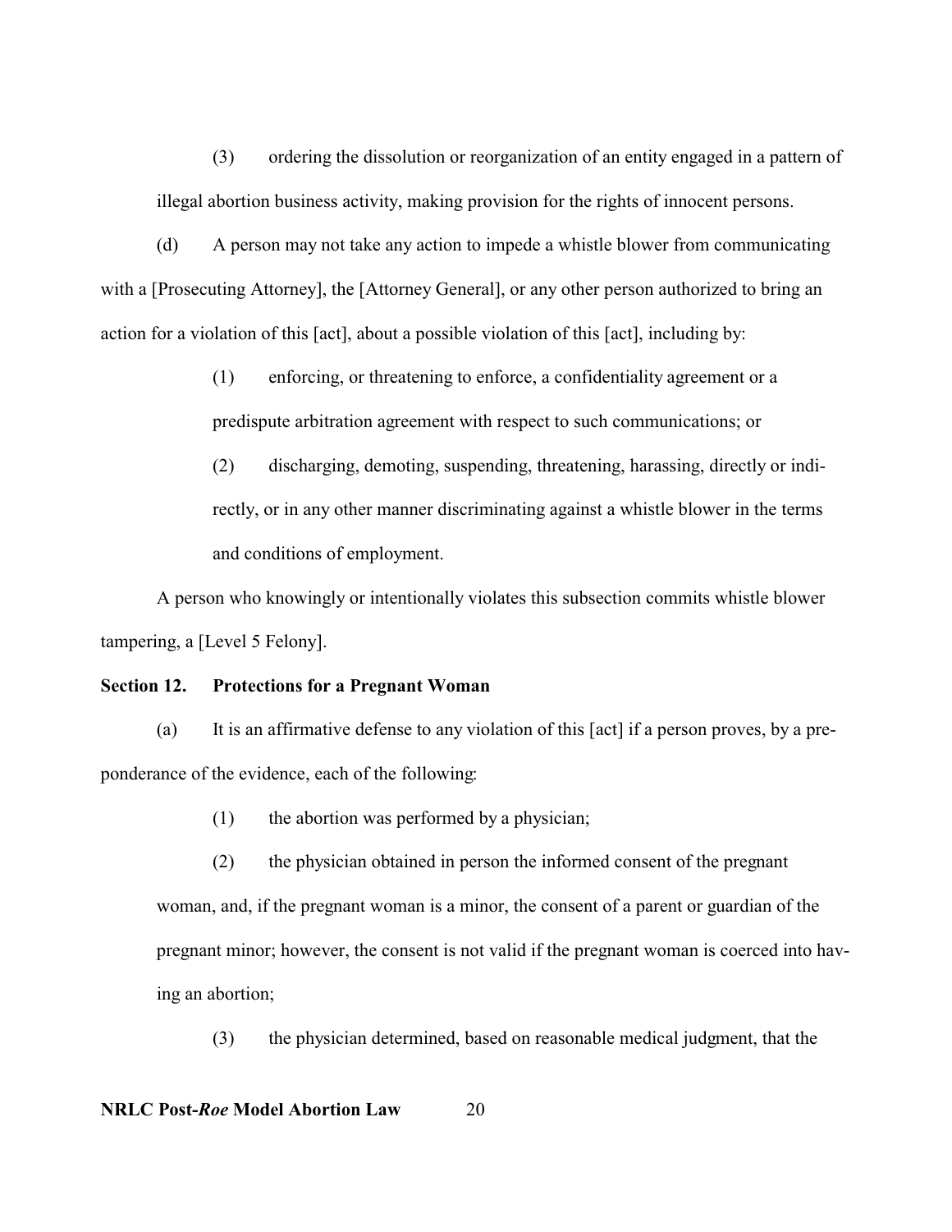(3) ordering the dissolution or reorganization of an entity engaged in a pattern of illegal abortion business activity, making provision for the rights of innocent persons.

(d) A person may not take any action to impede a whistle blower from communicating with a [Prosecuting Attorney], the [Attorney General], or any other person authorized to bring an action for a violation of this [act], about a possible violation of this [act], including by:

> (1) enforcing, or threatening to enforce, a confidentiality agreement or a predispute arbitration agreement with respect to such communications; or
>
> (2) discharging, demoting, suspending, threatening, harassing, directly or indirectly, or in any other manner discriminating against a whistle blower in the terms and conditions of employment.

A person who knowingly or intentionally violates this subsection commits whistle blower tampering, a [Level 5 Felony].

**Section 12. Protections for a Pregnant Woman**

(a) It is an affirmative defense to any violation of this [act] if a person proves, by a preponderance of the evidence, each of the following:

> (1) the abortion was performed by a physician;
>
> (2) the physician obtained in person the informed consent of the pregnant woman, and, if the pregnant woman is a minor, the consent of a parent or guardian of the pregnant minor; however, the consent is not valid if the pregnant woman is coerced into having an abortion;
>
> (3) the physician determined, based on reasonable medical judgment, that the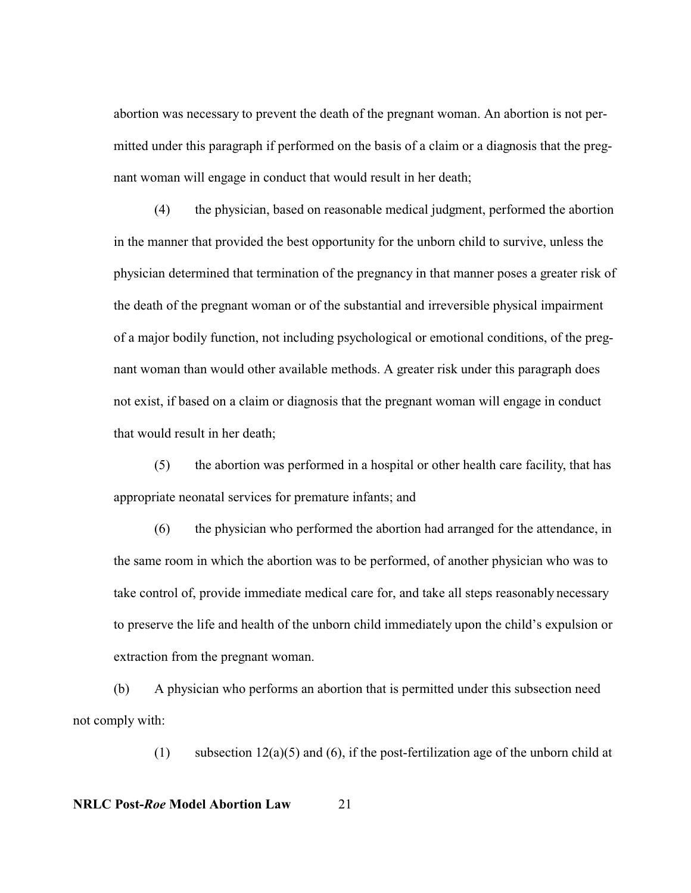abortion was necessary to prevent the death of the pregnant woman. An abortion is not permitted under this paragraph if performed on the basis of a claim or a diagnosis that the pregnant woman will engage in conduct that would result in her death;

(4) the physician, based on reasonable medical judgment, performed the abortion in the manner that provided the best opportunity for the unborn child to survive, unless the physician determined that termination of the pregnancy in that manner poses a greater risk of the death of the pregnant woman or of the substantial and irreversible physical impairment of a major bodily function, not including psychological or emotional conditions, of the pregnant woman than would other available methods. A greater risk under this paragraph does not exist, if based on a claim or diagnosis that the pregnant woman will engage in conduct that would result in her death;

(5) the abortion was performed in a hospital or other health care facility, that has appropriate neonatal services for premature infants; and

(6) the physician who performed the abortion had arranged for the attendance, in the same room in which the abortion was to be performed, of another physician who was to take control of, provide immediate medical care for, and take all steps reasonably necessary to preserve the life and health of the unborn child immediately upon the child's expulsion or extraction from the pregnant woman.

(b) A physician who performs an abortion that is permitted under this subsection need not comply with:

(1) subsection 12(a)(5) and (6), if the post-fertilization age of the unborn child at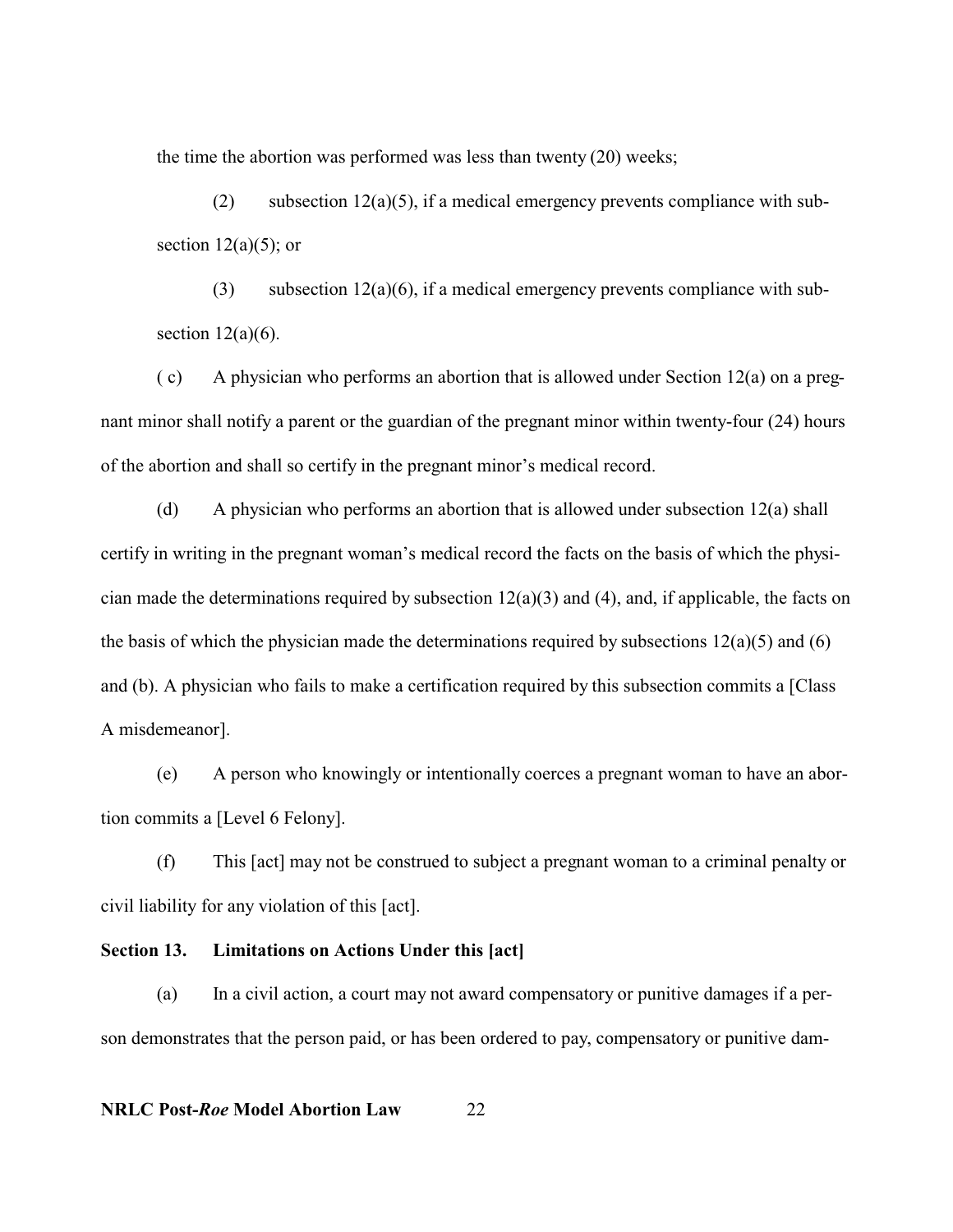the time the abortion was performed was less than twenty (20) weeks;

(2) subsection 12(a)(5), if a medical emergency prevents compliance with subsection 12(a)(5); or

(3) subsection 12(a)(6), if a medical emergency prevents compliance with subsection 12(a)(6).

( c) A physician who performs an abortion that is allowed under Section 12(a) on a pregnant minor shall notify a parent or the guardian of the pregnant minor within twenty-four (24) hours of the abortion and shall so certify in the pregnant minor's medical record.

(d) A physician who performs an abortion that is allowed under subsection 12(a) shall certify in writing in the pregnant woman's medical record the facts on the basis of which the physician made the determinations required by subsection 12(a)(3) and (4), and, if applicable, the facts on the basis of which the physician made the determinations required by subsections 12(a)(5) and (6) and (b). A physician who fails to make a certification required by this subsection commits a [Class A misdemeanor].

(e) A person who knowingly or intentionally coerces a pregnant woman to have an abortion commits a [Level 6 Felony].

(f) This [act] may not be construed to subject a pregnant woman to a criminal penalty or civil liability for any violation of this [act].

**Section 13. Limitations on Actions Under this [act]**

(a) In a civil action, a court may not award compensatory or punitive damages if a person demonstrates that the person paid, or has been ordered to pay, compensatory or punitive dam-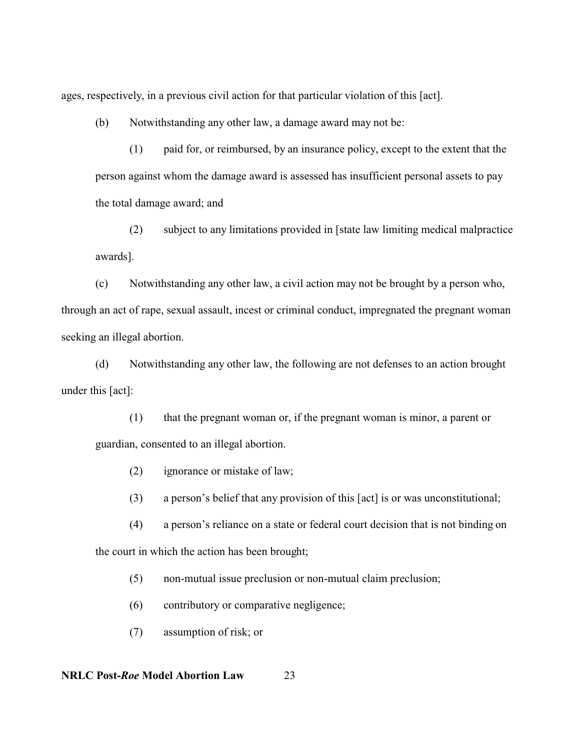ages, respectively, in a previous civil action for that particular violation of this [act].

(b) Notwithstanding any other law, a damage award may not be:

(1) paid for, or reimbursed, by an insurance policy, except to the extent that the person against whom the damage award is assessed has insufficient personal assets to pay the total damage award; and

(2) subject to any limitations provided in [state law limiting medical malpractice awards].

(c) Notwithstanding any other law, a civil action may not be brought by a person who, through an act of rape, sexual assault, incest or criminal conduct, impregnated the pregnant woman seeking an illegal abortion.

(d) Notwithstanding any other law, the following are not defenses to an action brought under this [act]:

(1) that the pregnant woman or, if the pregnant woman is minor, a parent or guardian, consented to an illegal abortion.

(2) ignorance or mistake of law;

(3) a person's belief that any provision of this [act] is or was unconstitutional;

(4) a person's reliance on a state or federal court decision that is not binding on the court in which the action has been brought;

(5) non-mutual issue preclusion or non-mutual claim preclusion;

(6) contributory or comparative negligence;

(7) assumption of risk; or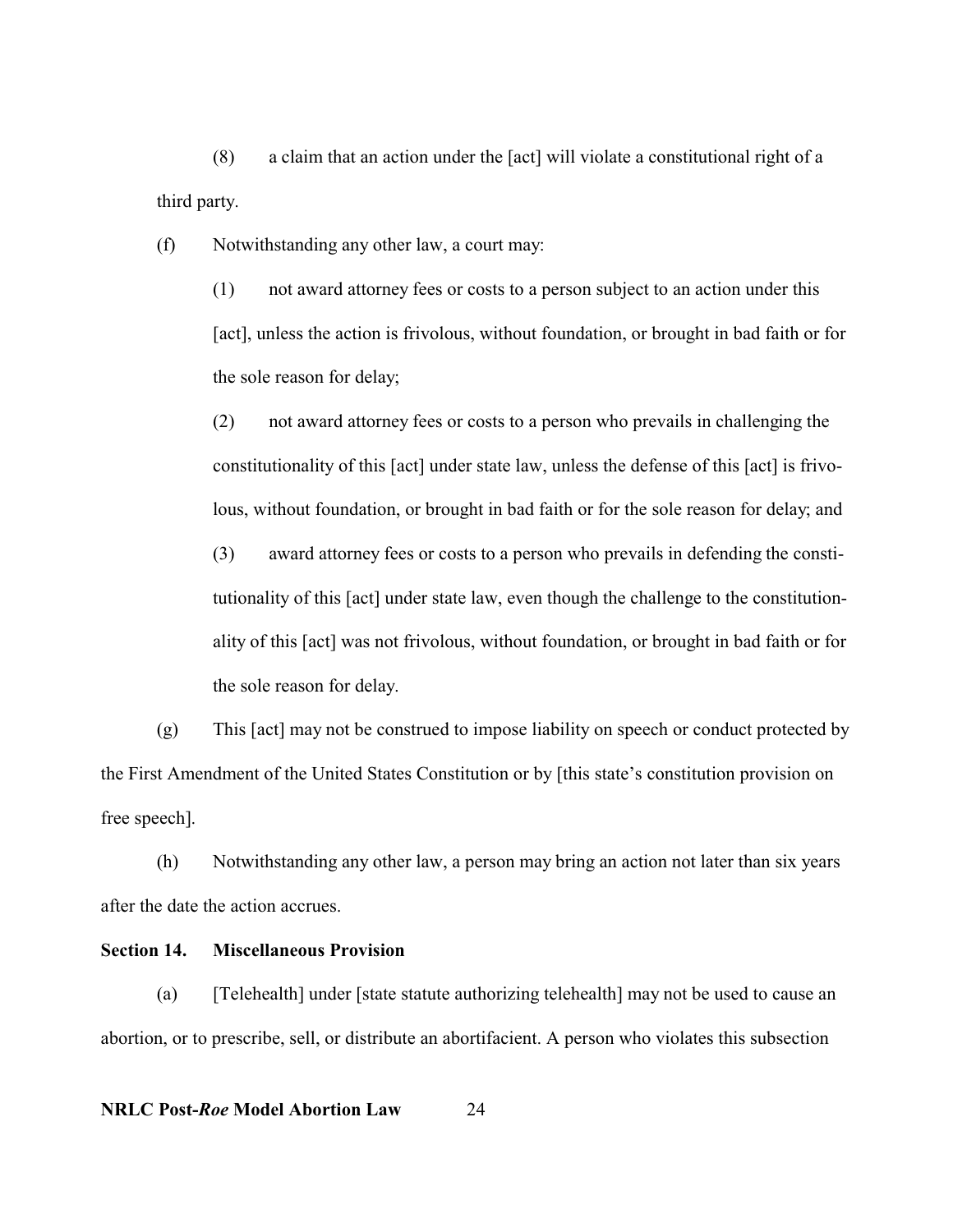(8) a claim that an action under the [act] will violate a constitutional right of a third party.

(f) Notwithstanding any other law, a court may:

(1) not award attorney fees or costs to a person subject to an action under this [act], unless the action is frivolous, without foundation, or brought in bad faith or for the sole reason for delay;

(2) not award attorney fees or costs to a person who prevails in challenging the constitutionality of this [act] under state law, unless the defense of this [act] is frivolous, without foundation, or brought in bad faith or for the sole reason for delay; and

(3) award attorney fees or costs to a person who prevails in defending the constitutionality of this [act] under state law, even though the challenge to the constitutionality of this [act] was not frivolous, without foundation, or brought in bad faith or for the sole reason for delay.

(g) This [act] may not be construed to impose liability on speech or conduct protected by the First Amendment of the United States Constitution or by [this state's constitution provision on free speech].

(h) Notwithstanding any other law, a person may bring an action not later than six years after the date the action accrues.

**Section 14. Miscellaneous Provision**

(a) [Telehealth] under [state statute authorizing telehealth] may not be used to cause an abortion, or to prescribe, sell, or distribute an abortifacient. A person who violates this subsection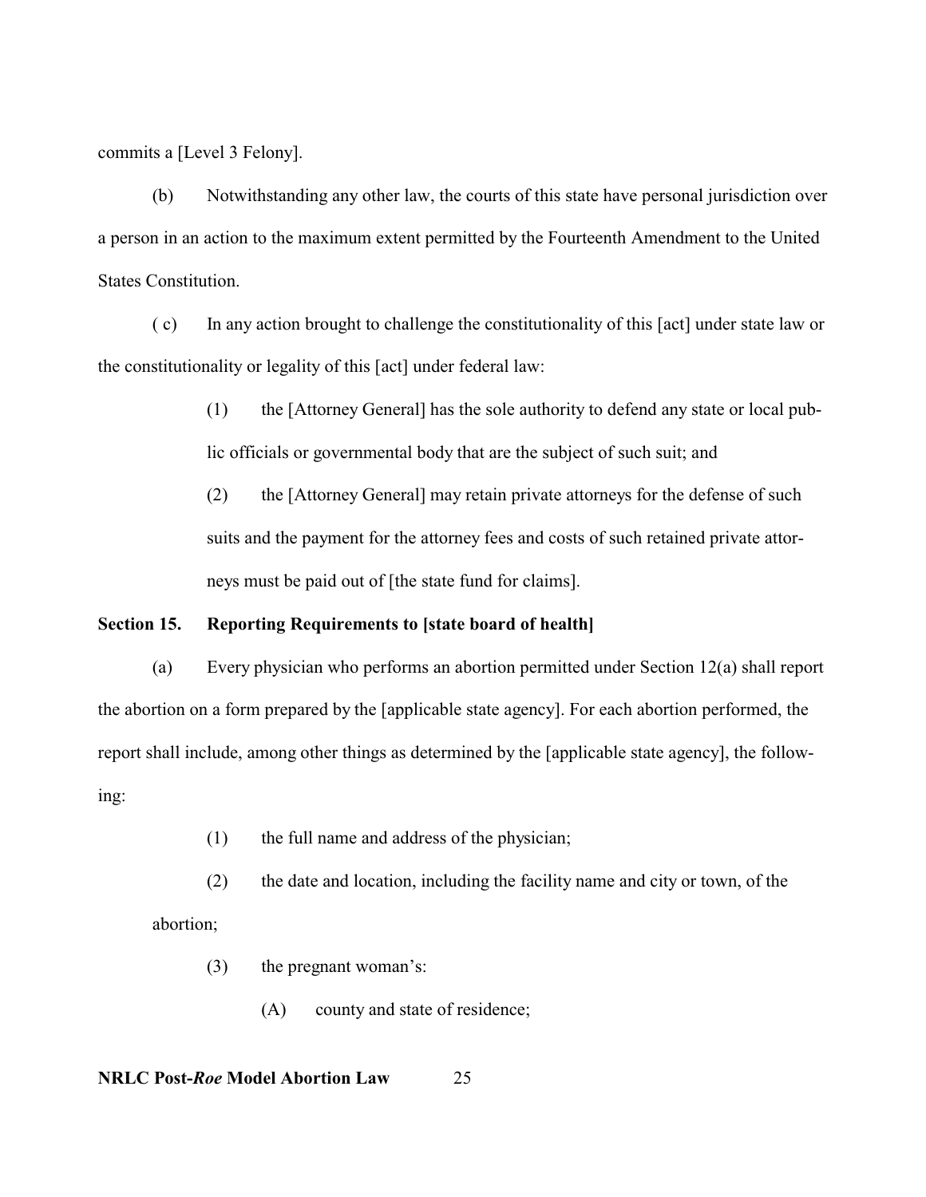commits a [Level 3 Felony].

(b) Notwithstanding any other law, the courts of this state have personal jurisdiction over a person in an action to the maximum extent permitted by the Fourteenth Amendment to the United States Constitution.

( c) In any action brought to challenge the constitutionality of this [act] under state law or the constitutionality or legality of this [act] under federal law:

(1) the [Attorney General] has the sole authority to defend any state or local public officials or governmental body that are the subject of such suit; and

(2) the [Attorney General] may retain private attorneys for the defense of such suits and the payment for the attorney fees and costs of such retained private attorneys must be paid out of [the state fund for claims].

**Section 15. Reporting Requirements to [state board of health]**

(a) Every physician who performs an abortion permitted under Section 12(a) shall report the abortion on a form prepared by the [applicable state agency]. For each abortion performed, the report shall include, among other things as determined by the [applicable state agency], the following:

(1) the full name and address of the physician;

(2) the date and location, including the facility name and city or town, of the abortion;

(3) the pregnant woman's:

(A) county and state of residence;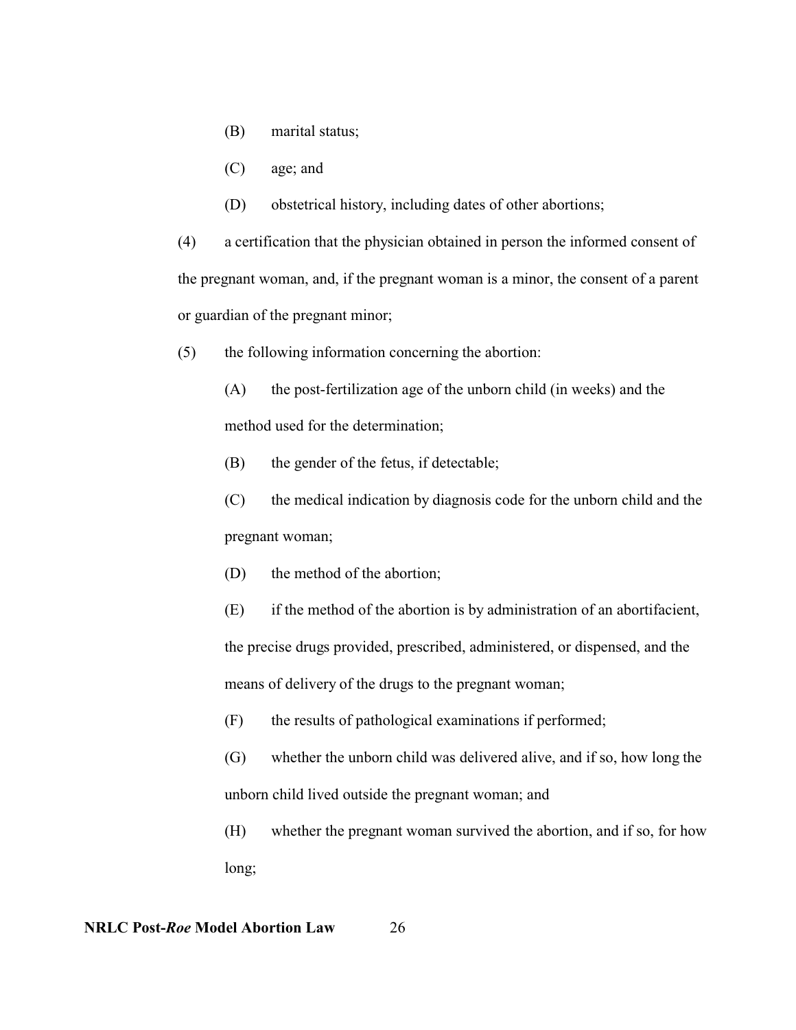(B) marital status;

(C) age; and

(D) obstetrical history, including dates of other abortions;

(4) a certification that the physician obtained in person the informed consent of the pregnant woman, and, if the pregnant woman is a minor, the consent of a parent or guardian of the pregnant minor;

(5) the following information concerning the abortion:

(A) the post-fertilization age of the unborn child (in weeks) and the method used for the determination;

(B) the gender of the fetus, if detectable;

(C) the medical indication by diagnosis code for the unborn child and the pregnant woman;

(D) the method of the abortion;

(E) if the method of the abortion is by administration of an abortifacient, the precise drugs provided, prescribed, administered, or dispensed, and the means of delivery of the drugs to the pregnant woman;

(F) the results of pathological examinations if performed;

(G) whether the unborn child was delivered alive, and if so, how long the unborn child lived outside the pregnant woman; and

(H) whether the pregnant woman survived the abortion, and if so, for how long;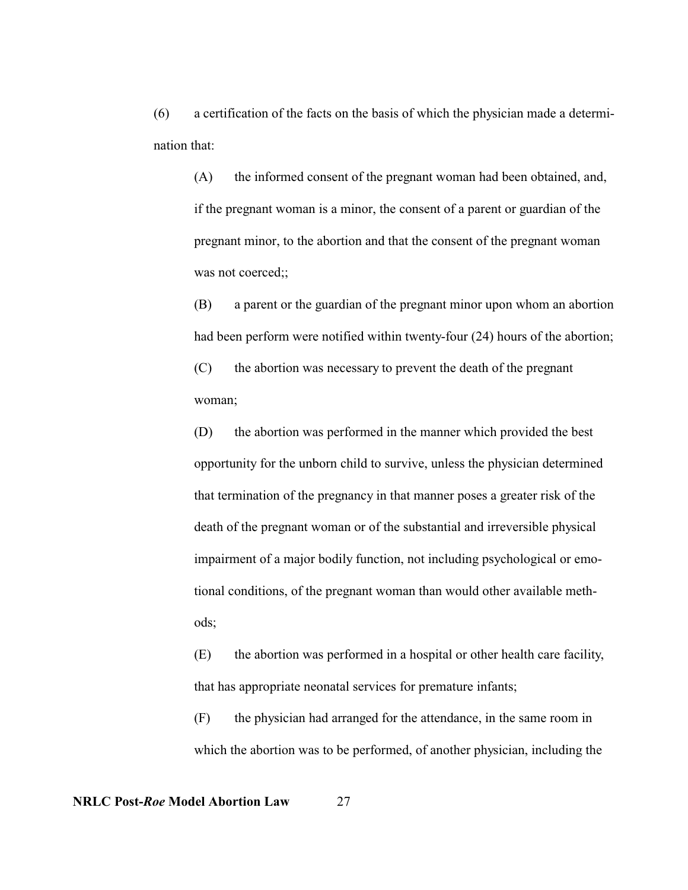(6) a certification of the facts on the basis of which the physician made a determination that:

> (A) the informed consent of the pregnant woman had been obtained, and, if the pregnant woman is a minor, the consent of a parent or guardian of the pregnant minor, to the abortion and that the consent of the pregnant woman was not coerced;;
>
> (B) a parent or the guardian of the pregnant minor upon whom an abortion had been perform were notified within twenty-four (24) hours of the abortion;
>
> (C) the abortion was necessary to prevent the death of the pregnant woman;
>
> (D) the abortion was performed in the manner which provided the best opportunity for the unborn child to survive, unless the physician determined that termination of the pregnancy in that manner poses a greater risk of the death of the pregnant woman or of the substantial and irreversible physical impairment of a major bodily function, not including psychological or emotional conditions, of the pregnant woman than would other available methods;
>
> (E) the abortion was performed in a hospital or other health care facility, that has appropriate neonatal services for premature infants;
>
> (F) the physician had arranged for the attendance, in the same room in which the abortion was to be performed, of another physician, including the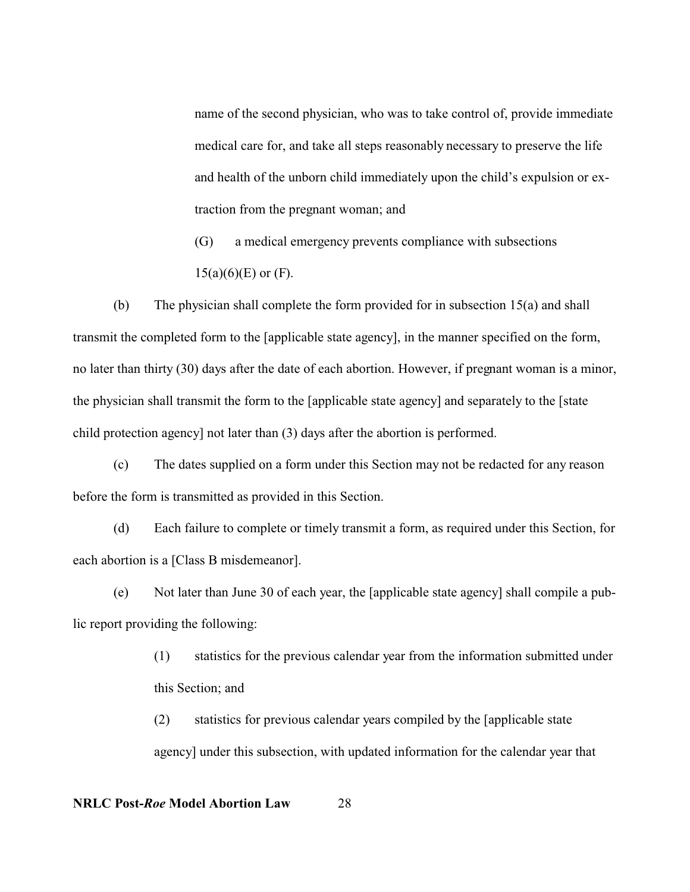name of the second physician, who was to take control of, provide immediate medical care for, and take all steps reasonably necessary to preserve the life and health of the unborn child immediately upon the child's expulsion or extraction from the pregnant woman; and

(G) a medical emergency prevents compliance with subsections 15(a)(6)(E) or (F).

(b) The physician shall complete the form provided for in subsection 15(a) and shall transmit the completed form to the [applicable state agency], in the manner specified on the form, no later than thirty (30) days after the date of each abortion. However, if pregnant woman is a minor, the physician shall transmit the form to the [applicable state agency] and separately to the [state child protection agency] not later than (3) days after the abortion is performed.

(c) The dates supplied on a form under this Section may not be redacted for any reason before the form is transmitted as provided in this Section.

(d) Each failure to complete or timely transmit a form, as required under this Section, for each abortion is a [Class B misdemeanor].

(e) Not later than June 30 of each year, the [applicable state agency] shall compile a public report providing the following:

(1) statistics for the previous calendar year from the information submitted under this Section; and

(2) statistics for previous calendar years compiled by the [applicable state agency] under this subsection, with updated information for the calendar year that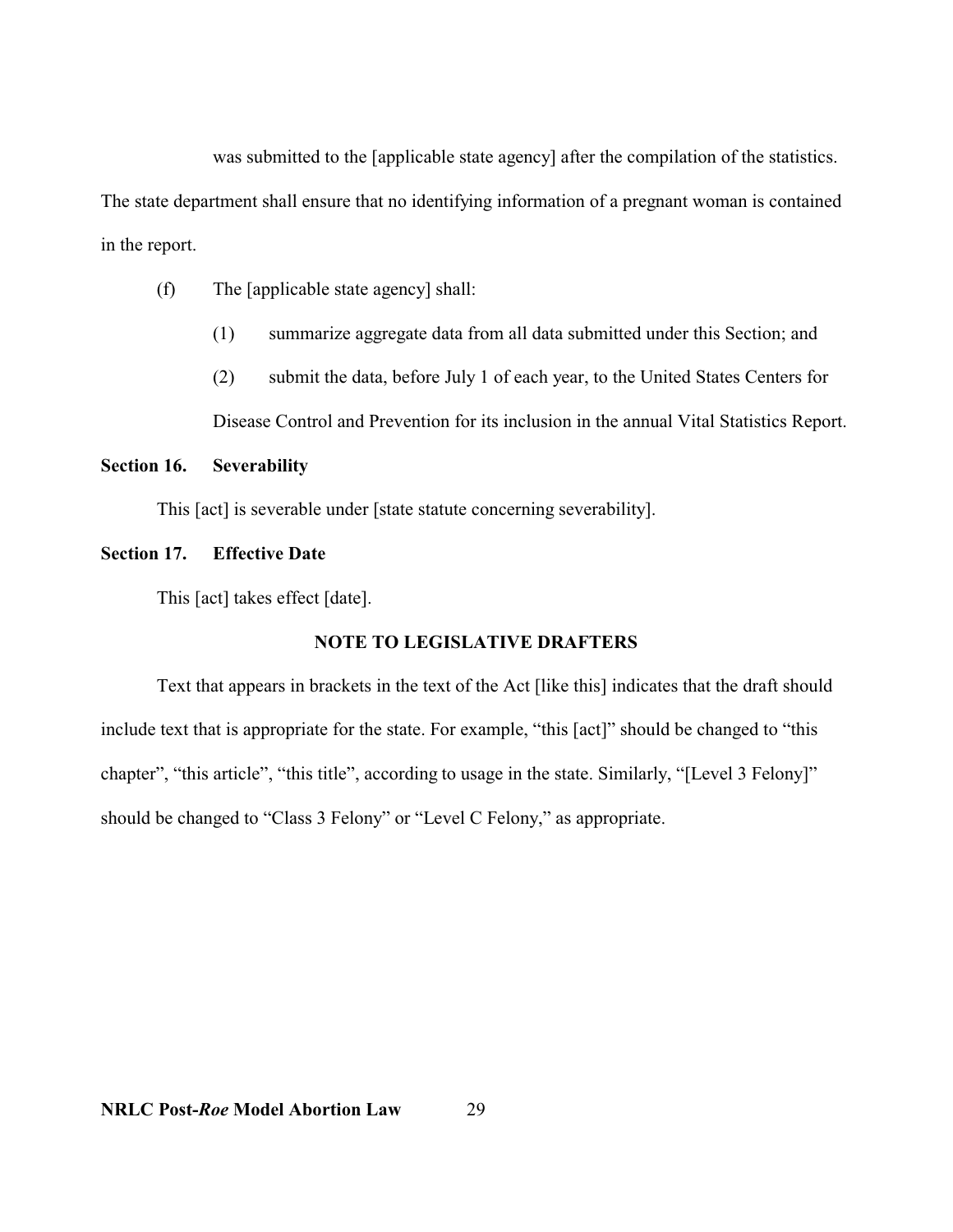was submitted to the [applicable state agency] after the compilation of the statistics. The state department shall ensure that no identifying information of a pregnant woman is contained in the report.

(f) The [applicable state agency] shall:

(1) summarize aggregate data from all data submitted under this Section; and

(2) submit the data, before July 1 of each year, to the United States Centers for Disease Control and Prevention for its inclusion in the annual Vital Statistics Report.

**Section 16. Severability**

This [act] is severable under [state statute concerning severability].

**Section 17. Effective Date**

This [act] takes effect [date].

**NOTE TO LEGISLATIVE DRAFTERS**

Text that appears in brackets in the text of the Act [like this] indicates that the draft should include text that is appropriate for the state. For example, "this [act]" should be changed to "this chapter", "this article", "this title", according to usage in the state. Similarly, "[Level 3 Felony]" should be changed to "Class 3 Felony" or "Level C Felony," as appropriate.